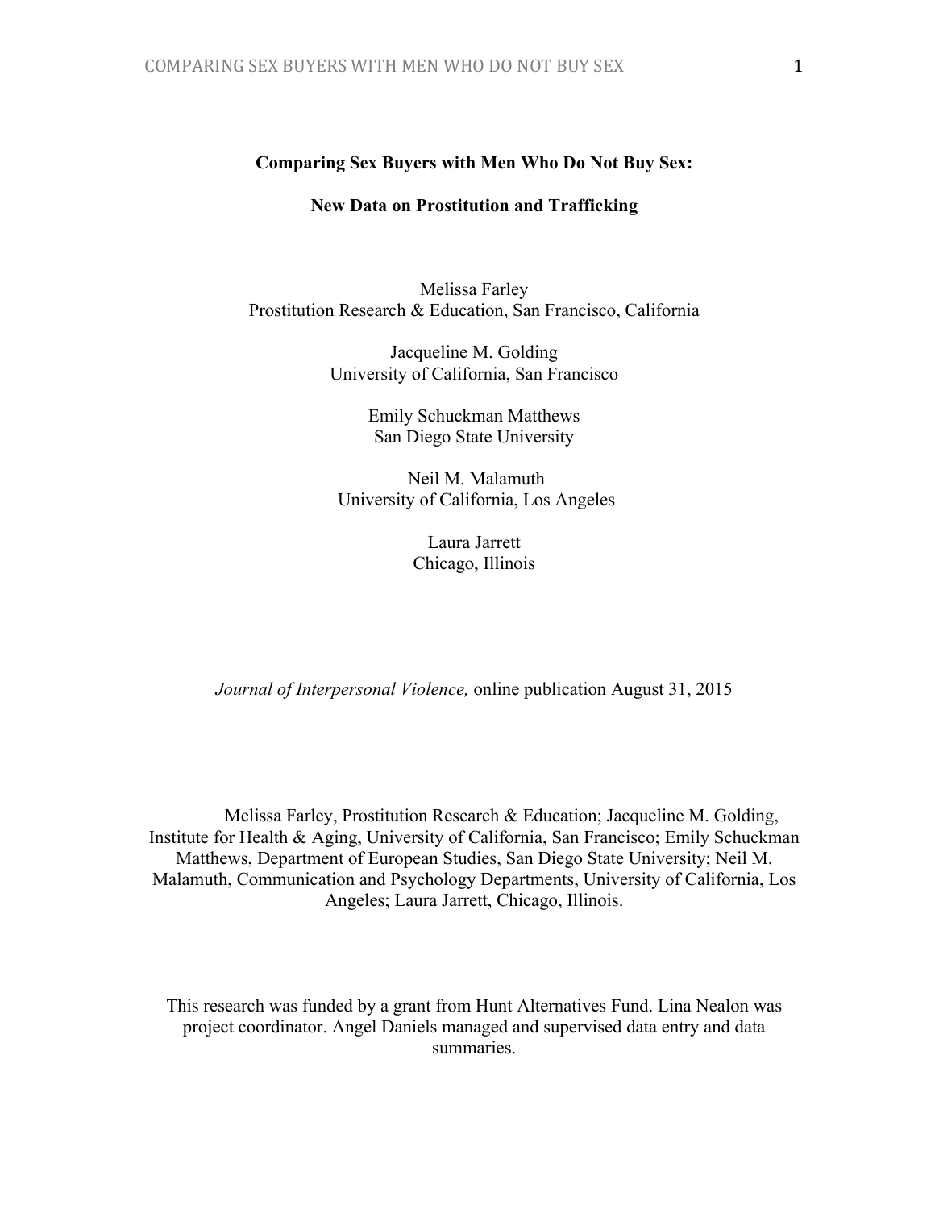**Comparing Sex Buyers with Men Who Do Not Buy Sex:**

**New Data on Prostitution and Trafficking**

Melissa Farley
Prostitution Research & Education, San Francisco, California

Jacqueline M. Golding
University of California, San Francisco

Emily Schuckman Matthews
San Diego State University

Neil M. Malamuth
University of California, Los Angeles

Laura Jarrett
Chicago, Illinois

*Journal of Interpersonal Violence,* online publication August 31, 2015

Melissa Farley, Prostitution Research & Education; Jacqueline M. Golding, Institute for Health & Aging, University of California, San Francisco; Emily Schuckman Matthews, Department of European Studies, San Diego State University; Neil M. Malamuth, Communication and Psychology Departments, University of California, Los Angeles; Laura Jarrett, Chicago, Illinois.

This research was funded by a grant from Hunt Alternatives Fund. Lina Nealon was project coordinator. Angel Daniels managed and supervised data entry and data summaries.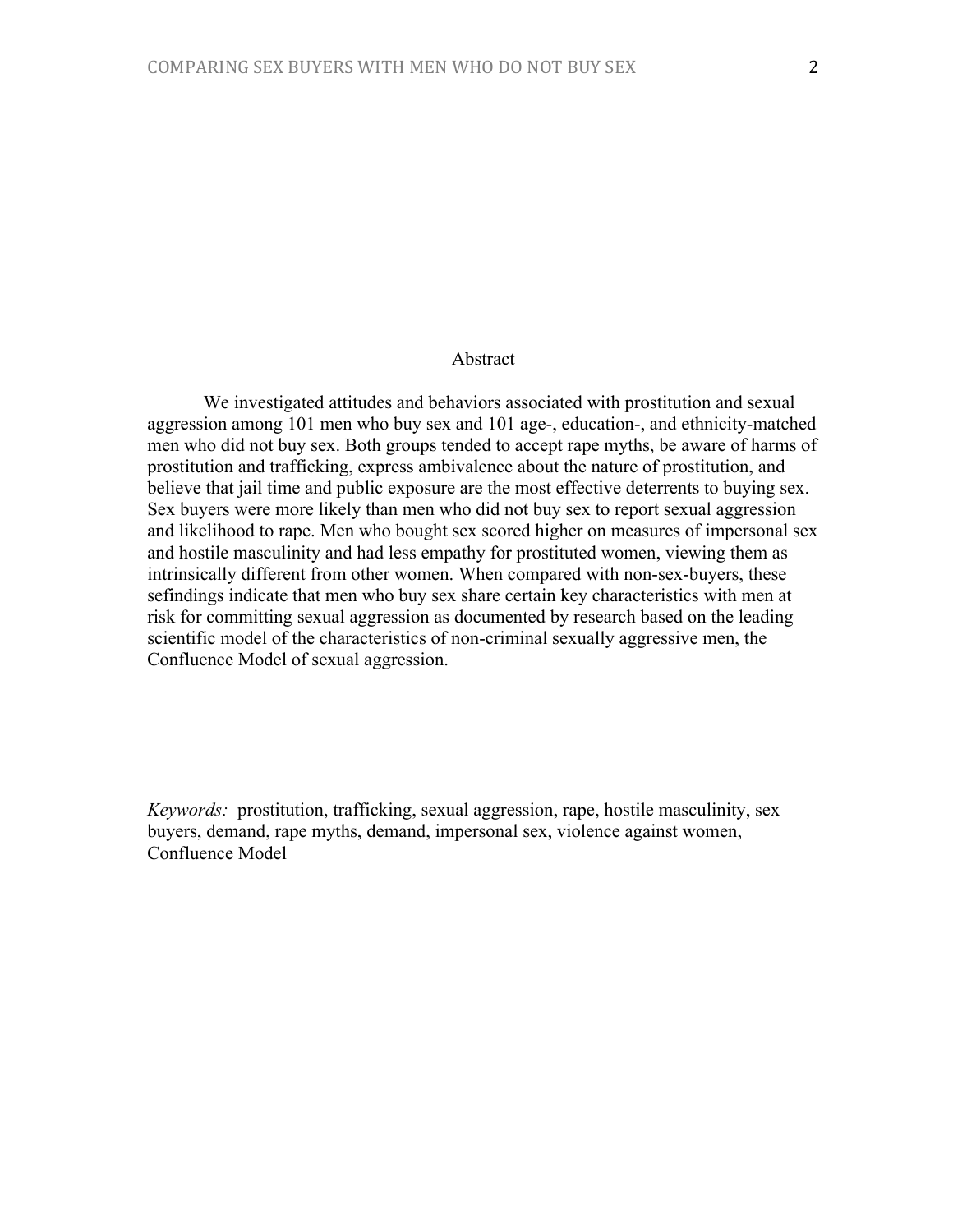## Abstract

We investigated attitudes and behaviors associated with prostitution and sexual aggression among 101 men who buy sex and 101 age-, education-, and ethnicity-matched men who did not buy sex. Both groups tended to accept rape myths, be aware of harms of prostitution and trafficking, express ambivalence about the nature of prostitution, and believe that jail time and public exposure are the most effective deterrents to buying sex. Sex buyers were more likely than men who did not buy sex to report sexual aggression and likelihood to rape. Men who bought sex scored higher on measures of impersonal sex and hostile masculinity and had less empathy for prostituted women, viewing them as intrinsically different from other women. When compared with non-sex-buyers, these sefindings indicate that men who buy sex share certain key characteristics with men at risk for committing sexual aggression as documented by research based on the leading scientific model of the characteristics of non-criminal sexually aggressive men, the Confluence Model of sexual aggression.

*Keywords:* prostitution, trafficking, sexual aggression, rape, hostile masculinity, sex buyers, demand, rape myths, demand, impersonal sex, violence against women, Confluence Model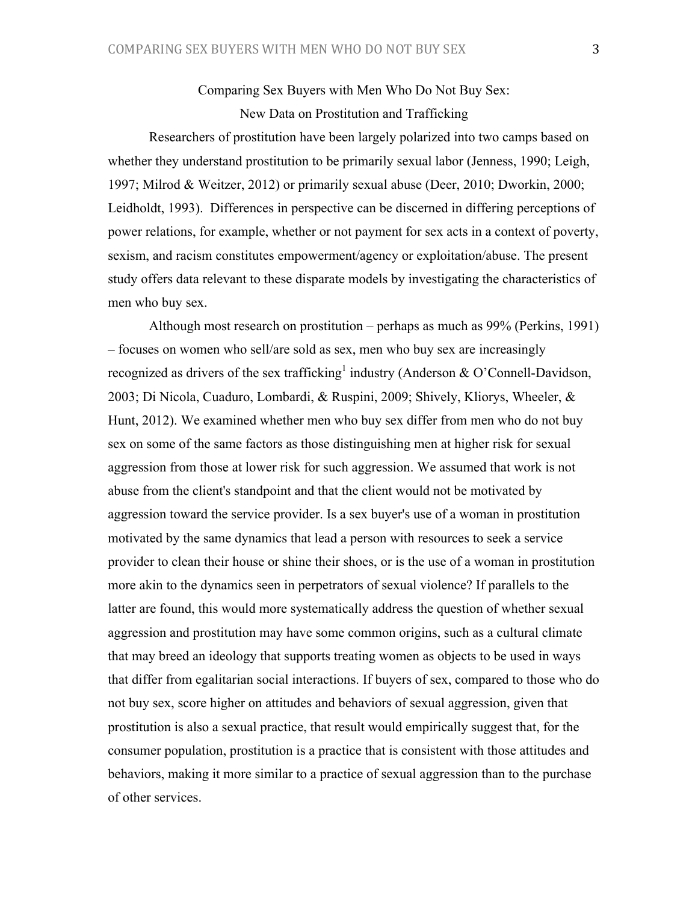# Comparing Sex Buyers with Men Who Do Not Buy Sex: New Data on Prostitution and Trafficking

Researchers of prostitution have been largely polarized into two camps based on whether they understand prostitution to be primarily sexual labor (Jenness, 1990; Leigh, 1997; Milrod & Weitzer, 2012) or primarily sexual abuse (Deer, 2010; Dworkin, 2000; Leidholdt, 1993). Differences in perspective can be discerned in differing perceptions of power relations, for example, whether or not payment for sex acts in a context of poverty, sexism, and racism constitutes empowerment/agency or exploitation/abuse. The present study offers data relevant to these disparate models by investigating the characteristics of men who buy sex.

Although most research on prostitution – perhaps as much as 99% (Perkins, 1991) – focuses on women who sell/are sold as sex, men who buy sex are increasingly recognized as drivers of the sex trafficking[1] industry (Anderson & O'Connell-Davidson, 2003; Di Nicola, Cuaduro, Lombardi, & Ruspini, 2009; Shively, Kliorys, Wheeler, & Hunt, 2012). We examined whether men who buy sex differ from men who do not buy sex on some of the same factors as those distinguishing men at higher risk for sexual aggression from those at lower risk for such aggression. We assumed that work is not abuse from the client's standpoint and that the client would not be motivated by aggression toward the service provider. Is a sex buyer's use of a woman in prostitution motivated by the same dynamics that lead a person with resources to seek a service provider to clean their house or shine their shoes, or is the use of a woman in prostitution more akin to the dynamics seen in perpetrators of sexual violence? If parallels to the latter are found, this would more systematically address the question of whether sexual aggression and prostitution may have some common origins, such as a cultural climate that may breed an ideology that supports treating women as objects to be used in ways that differ from egalitarian social interactions. If buyers of sex, compared to those who do not buy sex, score higher on attitudes and behaviors of sexual aggression, given that prostitution is also a sexual practice, that result would empirically suggest that, for the consumer population, prostitution is a practice that is consistent with those attitudes and behaviors, making it more similar to a practice of sexual aggression than to the purchase of other services.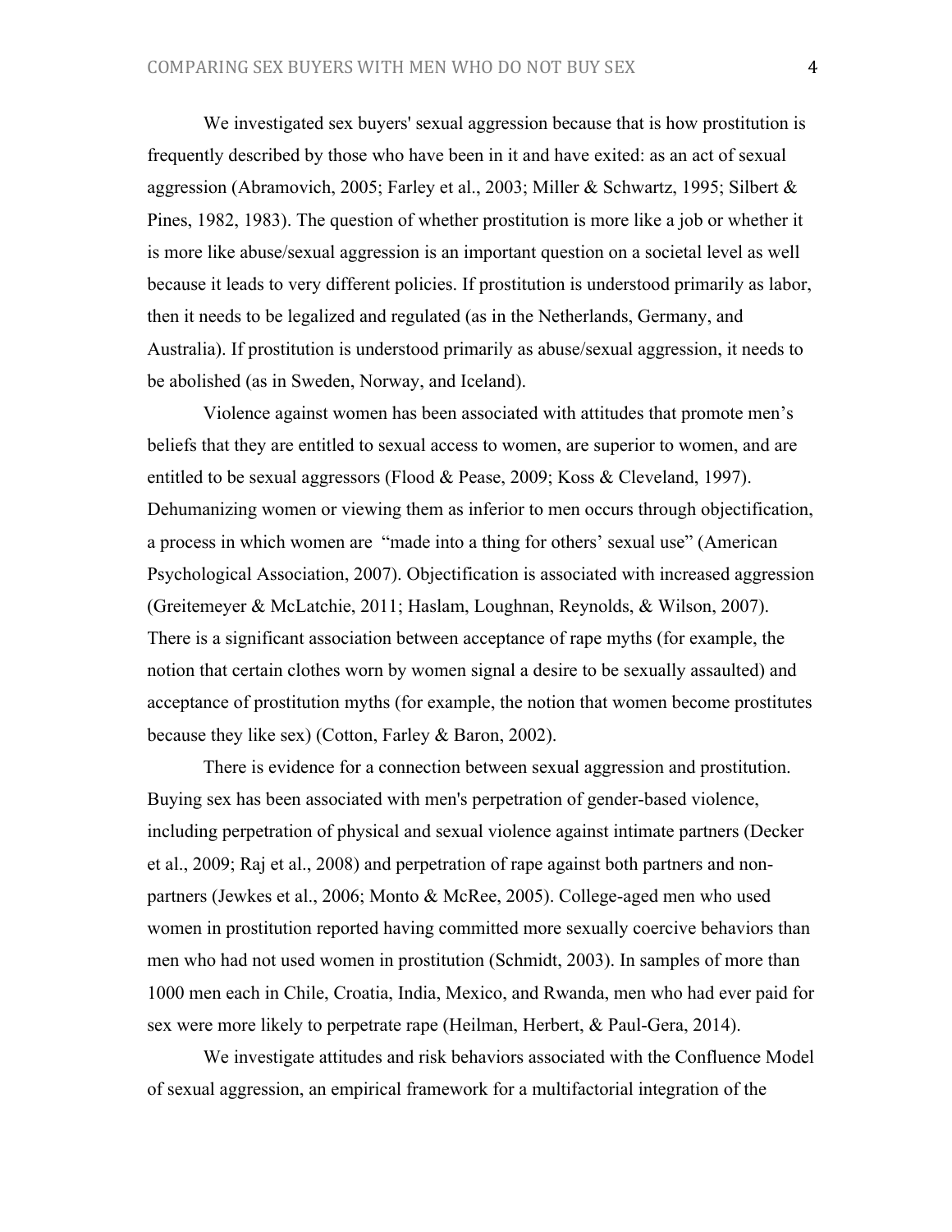We investigated sex buyers' sexual aggression because that is how prostitution is frequently described by those who have been in it and have exited: as an act of sexual aggression (Abramovich, 2005; Farley et al., 2003; Miller & Schwartz, 1995; Silbert & Pines, 1982, 1983). The question of whether prostitution is more like a job or whether it is more like abuse/sexual aggression is an important question on a societal level as well because it leads to very different policies. If prostitution is understood primarily as labor, then it needs to be legalized and regulated (as in the Netherlands, Germany, and Australia). If prostitution is understood primarily as abuse/sexual aggression, it needs to be abolished (as in Sweden, Norway, and Iceland).

Violence against women has been associated with attitudes that promote men's beliefs that they are entitled to sexual access to women, are superior to women, and are entitled to be sexual aggressors (Flood & Pease, 2009; Koss & Cleveland, 1997). Dehumanizing women or viewing them as inferior to men occurs through objectification, a process in which women are "made into a thing for others' sexual use" (American Psychological Association, 2007). Objectification is associated with increased aggression (Greitemeyer & McLatchie, 2011; Haslam, Loughnan, Reynolds, & Wilson, 2007). There is a significant association between acceptance of rape myths (for example, the notion that certain clothes worn by women signal a desire to be sexually assaulted) and acceptance of prostitution myths (for example, the notion that women become prostitutes because they like sex) (Cotton, Farley & Baron, 2002).

There is evidence for a connection between sexual aggression and prostitution. Buying sex has been associated with men's perpetration of gender-based violence, including perpetration of physical and sexual violence against intimate partners (Decker et al., 2009; Raj et al., 2008) and perpetration of rape against both partners and non-partners (Jewkes et al., 2006; Monto & McRee, 2005). College-aged men who used women in prostitution reported having committed more sexually coercive behaviors than men who had not used women in prostitution (Schmidt, 2003). In samples of more than 1000 men each in Chile, Croatia, India, Mexico, and Rwanda, men who had ever paid for sex were more likely to perpetrate rape (Heilman, Herbert, & Paul-Gera, 2014).

We investigate attitudes and risk behaviors associated with the Confluence Model of sexual aggression, an empirical framework for a multifactorial integration of the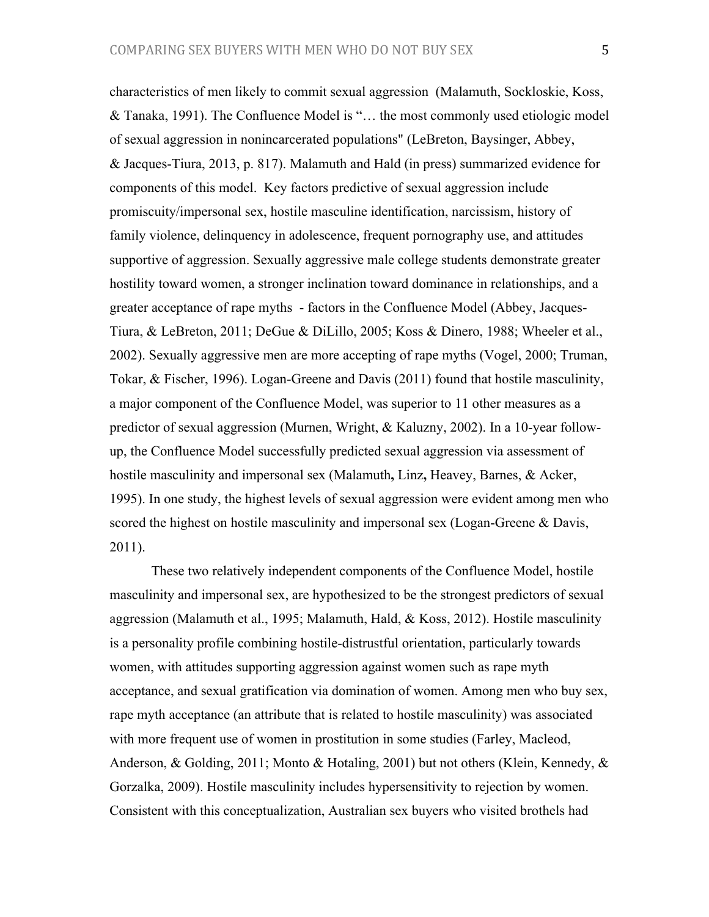characteristics of men likely to commit sexual aggression (Malamuth, Sockloskie, Koss, & Tanaka, 1991). The Confluence Model is "… the most commonly used etiologic model of sexual aggression in nonincarcerated populations" (LeBreton, Baysinger, Abbey, & Jacques-Tiura, 2013, p. 817). Malamuth and Hald (in press) summarized evidence for components of this model. Key factors predictive of sexual aggression include promiscuity/impersonal sex, hostile masculine identification, narcissism, history of family violence, delinquency in adolescence, frequent pornography use, and attitudes supportive of aggression. Sexually aggressive male college students demonstrate greater hostility toward women, a stronger inclination toward dominance in relationships, and a greater acceptance of rape myths - factors in the Confluence Model (Abbey, Jacques-Tiura, & LeBreton, 2011; DeGue & DiLillo, 2005; Koss & Dinero, 1988; Wheeler et al., 2002). Sexually aggressive men are more accepting of rape myths (Vogel, 2000; Truman, Tokar, & Fischer, 1996). Logan-Greene and Davis (2011) found that hostile masculinity, a major component of the Confluence Model, was superior to 11 other measures as a predictor of sexual aggression (Murnen, Wright, & Kaluzny, 2002). In a 10-year follow-up, the Confluence Model successfully predicted sexual aggression via assessment of hostile masculinity and impersonal sex (Malamuth, Linz, Heavey, Barnes, & Acker, 1995). In one study, the highest levels of sexual aggression were evident among men who scored the highest on hostile masculinity and impersonal sex (Logan-Greene & Davis, 2011).

These two relatively independent components of the Confluence Model, hostile masculinity and impersonal sex, are hypothesized to be the strongest predictors of sexual aggression (Malamuth et al., 1995; Malamuth, Hald, & Koss, 2012). Hostile masculinity is a personality profile combining hostile-distrustful orientation, particularly towards women, with attitudes supporting aggression against women such as rape myth acceptance, and sexual gratification via domination of women. Among men who buy sex, rape myth acceptance (an attribute that is related to hostile masculinity) was associated with more frequent use of women in prostitution in some studies (Farley, Macleod, Anderson, & Golding, 2011; Monto & Hotaling, 2001) but not others (Klein, Kennedy, & Gorzalka, 2009). Hostile masculinity includes hypersensitivity to rejection by women. Consistent with this conceptualization, Australian sex buyers who visited brothels had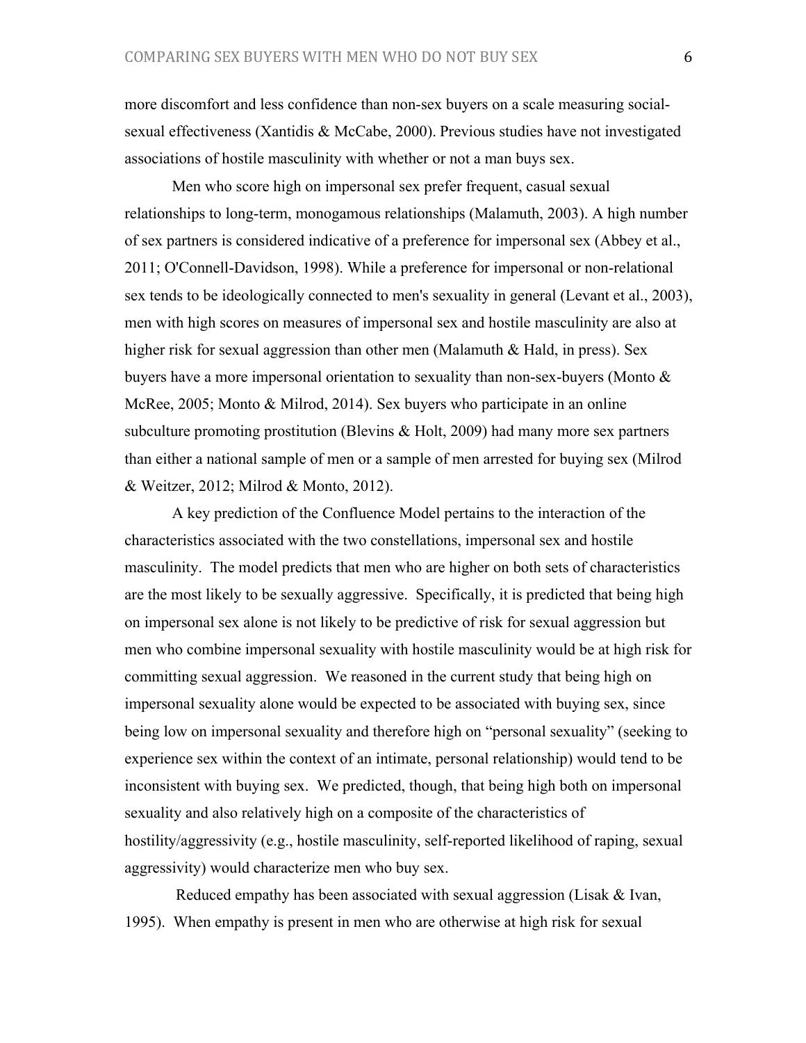more discomfort and less confidence than non-sex buyers on a scale measuring social-sexual effectiveness (Xantidis & McCabe, 2000). Previous studies have not investigated associations of hostile masculinity with whether or not a man buys sex.

Men who score high on impersonal sex prefer frequent, casual sexual relationships to long-term, monogamous relationships (Malamuth, 2003). A high number of sex partners is considered indicative of a preference for impersonal sex (Abbey et al., 2011; O'Connell-Davidson, 1998). While a preference for impersonal or non-relational sex tends to be ideologically connected to men's sexuality in general (Levant et al., 2003), men with high scores on measures of impersonal sex and hostile masculinity are also at higher risk for sexual aggression than other men (Malamuth & Hald, in press). Sex buyers have a more impersonal orientation to sexuality than non-sex-buyers (Monto & McRee, 2005; Monto & Milrod, 2014). Sex buyers who participate in an online subculture promoting prostitution (Blevins & Holt, 2009) had many more sex partners than either a national sample of men or a sample of men arrested for buying sex (Milrod & Weitzer, 2012; Milrod & Monto, 2012).

A key prediction of the Confluence Model pertains to the interaction of the characteristics associated with the two constellations, impersonal sex and hostile masculinity. The model predicts that men who are higher on both sets of characteristics are the most likely to be sexually aggressive. Specifically, it is predicted that being high on impersonal sex alone is not likely to be predictive of risk for sexual aggression but men who combine impersonal sexuality with hostile masculinity would be at high risk for committing sexual aggression. We reasoned in the current study that being high on impersonal sexuality alone would be expected to be associated with buying sex, since being low on impersonal sexuality and therefore high on "personal sexuality" (seeking to experience sex within the context of an intimate, personal relationship) would tend to be inconsistent with buying sex. We predicted, though, that being high both on impersonal sexuality and also relatively high on a composite of the characteristics of hostility/aggressivity (e.g., hostile masculinity, self-reported likelihood of raping, sexual aggressivity) would characterize men who buy sex.

Reduced empathy has been associated with sexual aggression (Lisak & Ivan, 1995). When empathy is present in men who are otherwise at high risk for sexual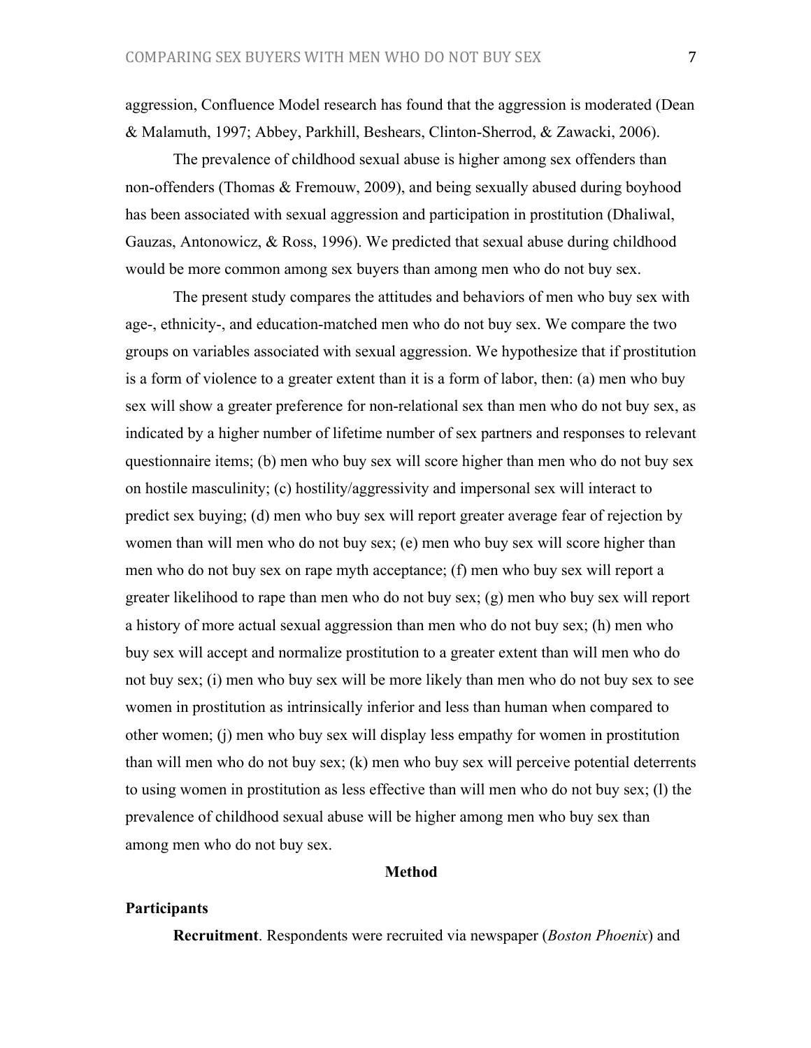aggression, Confluence Model research has found that the aggression is moderated (Dean & Malamuth, 1997; Abbey, Parkhill, Beshears, Clinton-Sherrod, & Zawacki, 2006).

The prevalence of childhood sexual abuse is higher among sex offenders than non-offenders (Thomas & Fremouw, 2009), and being sexually abused during boyhood has been associated with sexual aggression and participation in prostitution (Dhaliwal, Gauzas, Antonowicz, & Ross, 1996). We predicted that sexual abuse during childhood would be more common among sex buyers than among men who do not buy sex.

The present study compares the attitudes and behaviors of men who buy sex with age-, ethnicity-, and education-matched men who do not buy sex. We compare the two groups on variables associated with sexual aggression. We hypothesize that if prostitution is a form of violence to a greater extent than it is a form of labor, then: (a) men who buy sex will show a greater preference for non-relational sex than men who do not buy sex, as indicated by a higher number of lifetime number of sex partners and responses to relevant questionnaire items; (b) men who buy sex will score higher than men who do not buy sex on hostile masculinity; (c) hostility/aggressivity and impersonal sex will interact to predict sex buying; (d) men who buy sex will report greater average fear of rejection by women than will men who do not buy sex; (e) men who buy sex will score higher than men who do not buy sex on rape myth acceptance; (f) men who buy sex will report a greater likelihood to rape than men who do not buy sex; (g) men who buy sex will report a history of more actual sexual aggression than men who do not buy sex; (h) men who buy sex will accept and normalize prostitution to a greater extent than will men who do not buy sex; (i) men who buy sex will be more likely than men who do not buy sex to see women in prostitution as intrinsically inferior and less than human when compared to other women; (j) men who buy sex will display less empathy for women in prostitution than will men who do not buy sex; (k) men who buy sex will perceive potential deterrents to using women in prostitution as less effective than will men who do not buy sex; (l) the prevalence of childhood sexual abuse will be higher among men who buy sex than among men who do not buy sex.

## Method

### Participants

**Recruitment**. Respondents were recruited via newspaper (*Boston Phoenix*) and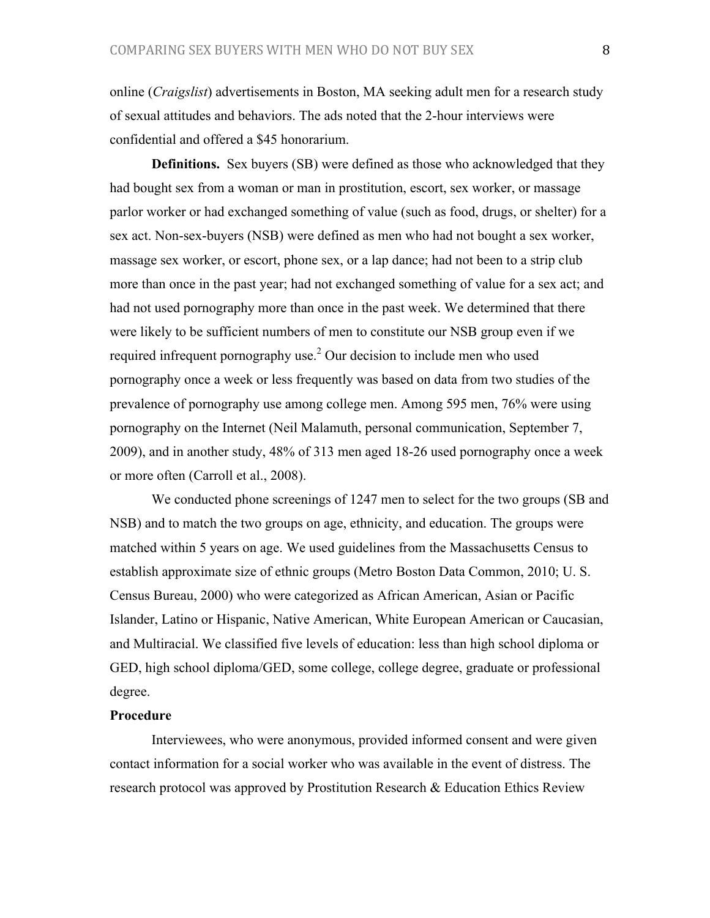online (*Craigslist*) advertisements in Boston, MA seeking adult men for a research study of sexual attitudes and behaviors. The ads noted that the 2-hour interviews were confidential and offered a $45 honorarium.

**Definitions.** Sex buyers (SB) were defined as those who acknowledged that they had bought sex from a woman or man in prostitution, escort, sex worker, or massage parlor worker or had exchanged something of value (such as food, drugs, or shelter) for a sex act. Non-sex-buyers (NSB) were defined as men who had not bought a sex worker, massage sex worker, or escort, phone sex, or a lap dance; had not been to a strip club more than once in the past year; had not exchanged something of value for a sex act; and had not used pornography more than once in the past week. We determined that there were likely to be sufficient numbers of men to constitute our NSB group even if we required infrequent pornography use.[2] Our decision to include men who used pornography once a week or less frequently was based on data from two studies of the prevalence of pornography use among college men. Among 595 men, 76% were using pornography on the Internet (Neil Malamuth, personal communication, September 7, 2009), and in another study, 48% of 313 men aged 18-26 used pornography once a week or more often (Carroll et al., 2008).

We conducted phone screenings of 1247 men to select for the two groups (SB and NSB) and to match the two groups on age, ethnicity, and education. The groups were matched within 5 years on age. We used guidelines from the Massachusetts Census to establish approximate size of ethnic groups (Metro Boston Data Common, 2010; U. S. Census Bureau, 2000) who were categorized as African American, Asian or Pacific Islander, Latino or Hispanic, Native American, White European American or Caucasian, and Multiracial. We classified five levels of education: less than high school diploma or GED, high school diploma/GED, some college, college degree, graduate or professional degree.

### Procedure

Interviewees, who were anonymous, provided informed consent and were given contact information for a social worker who was available in the event of distress. The research protocol was approved by Prostitution Research & Education Ethics Review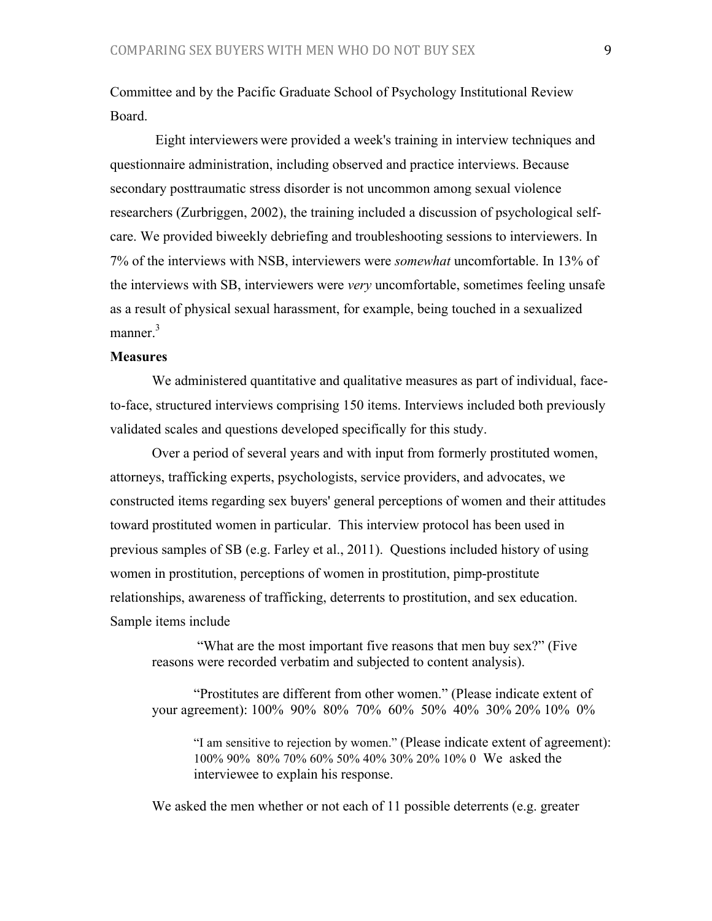Committee and by the Pacific Graduate School of Psychology Institutional Review Board.

Eight interviewers were provided a week's training in interview techniques and questionnaire administration, including observed and practice interviews. Because secondary posttraumatic stress disorder is not uncommon among sexual violence researchers (Zurbriggen, 2002), the training included a discussion of psychological self-care. We provided biweekly debriefing and troubleshooting sessions to interviewers. In 7% of the interviews with NSB, interviewers were *somewhat* uncomfortable. In 13% of the interviews with SB, interviewers were *very* uncomfortable, sometimes feeling unsafe as a result of physical sexual harassment, for example, being touched in a sexualized manner.[3]

**Measures**

We administered quantitative and qualitative measures as part of individual, face-to-face, structured interviews comprising 150 items. Interviews included both previously validated scales and questions developed specifically for this study.

Over a period of several years and with input from formerly prostituted women, attorneys, trafficking experts, psychologists, service providers, and advocates, we constructed items regarding sex buyers' general perceptions of women and their attitudes toward prostituted women in particular. This interview protocol has been used in previous samples of SB (e.g. Farley et al., 2011). Questions included history of using women in prostitution, perceptions of women in prostitution, pimp-prostitute relationships, awareness of trafficking, deterrents to prostitution, and sex education. Sample items include

> "What are the most important five reasons that men buy sex?" (Five reasons were recorded verbatim and subjected to content analysis).
>
> "Prostitutes are different from other women." (Please indicate extent of your agreement): 100% 90% 80% 70% 60% 50% 40% 30% 20% 10% 0%
>
> "I am sensitive to rejection by women." (Please indicate extent of agreement): 100% 90% 80% 70% 60% 50% 40% 30% 20% 10% 0 We asked the interviewee to explain his response.

We asked the men whether or not each of 11 possible deterrents (e.g. greater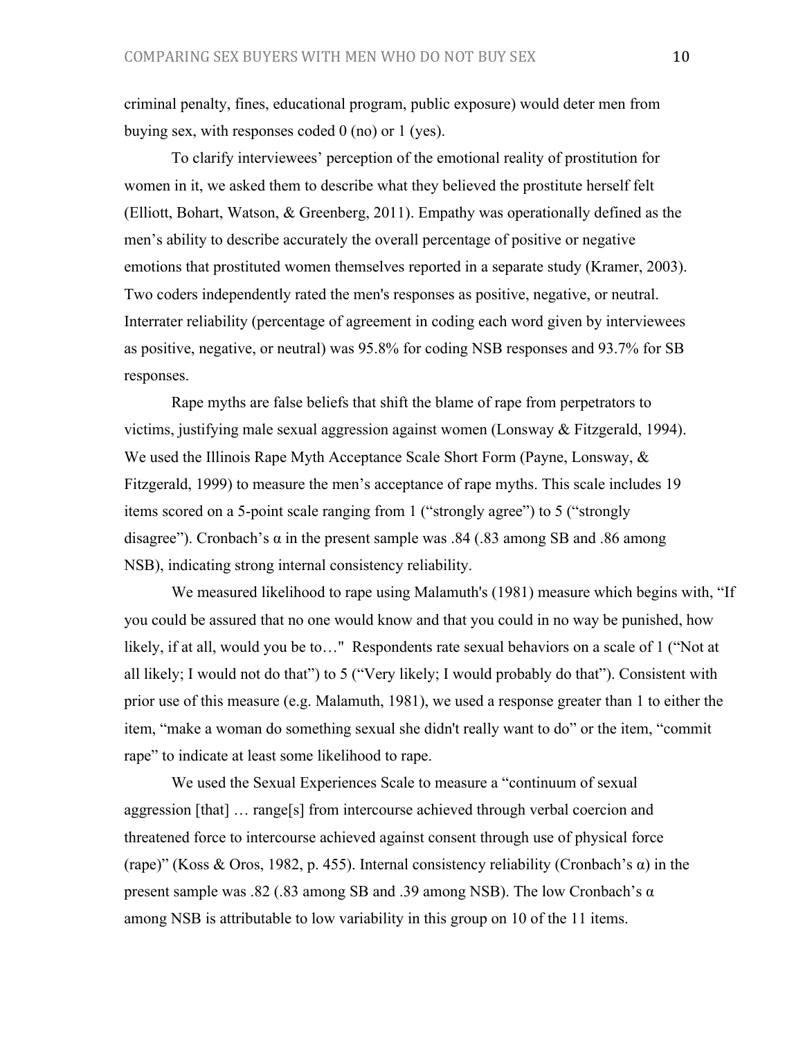criminal penalty, fines, educational program, public exposure) would deter men from buying sex, with responses coded 0 (no) or 1 (yes).

To clarify interviewees' perception of the emotional reality of prostitution for women in it, we asked them to describe what they believed the prostitute herself felt (Elliott, Bohart, Watson, & Greenberg, 2011). Empathy was operationally defined as the men's ability to describe accurately the overall percentage of positive or negative emotions that prostituted women themselves reported in a separate study (Kramer, 2003). Two coders independently rated the men's responses as positive, negative, or neutral. Interrater reliability (percentage of agreement in coding each word given by interviewees as positive, negative, or neutral) was 95.8% for coding NSB responses and 93.7% for SB responses.

Rape myths are false beliefs that shift the blame of rape from perpetrators to victims, justifying male sexual aggression against women (Lonsway & Fitzgerald, 1994). We used the Illinois Rape Myth Acceptance Scale Short Form (Payne, Lonsway, & Fitzgerald, 1999) to measure the men's acceptance of rape myths. This scale includes 19 items scored on a 5-point scale ranging from 1 ("strongly agree") to 5 ("strongly disagree"). Cronbach's $\alpha$ in the present sample was .84 (.83 among SB and .86 among NSB), indicating strong internal consistency reliability.

We measured likelihood to rape using Malamuth's (1981) measure which begins with, "If you could be assured that no one would know and that you could in no way be punished, how likely, if at all, would you be to…" Respondents rate sexual behaviors on a scale of 1 ("Not at all likely; I would not do that") to 5 ("Very likely; I would probably do that"). Consistent with prior use of this measure (e.g. Malamuth, 1981), we used a response greater than 1 to either the item, "make a woman do something sexual she didn't really want to do" or the item, "commit rape" to indicate at least some likelihood to rape.

We used the Sexual Experiences Scale to measure a "continuum of sexual aggression [that] … range[s] from intercourse achieved through verbal coercion and threatened force to intercourse achieved against consent through use of physical force (rape)" (Koss & Oros, 1982, p. 455). Internal consistency reliability (Cronbach's $\alpha$) in the present sample was .82 (.83 among SB and .39 among NSB). The low Cronbach's $\alpha$ among NSB is attributable to low variability in this group on 10 of the 11 items.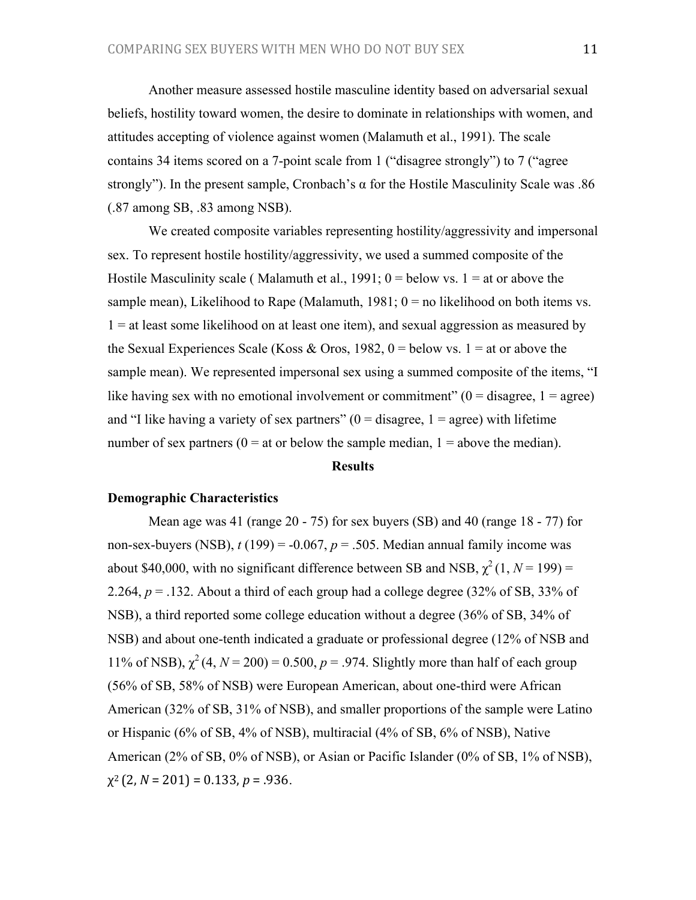Another measure assessed hostile masculine identity based on adversarial sexual beliefs, hostility toward women, the desire to dominate in relationships with women, and attitudes accepting of violence against women (Malamuth et al., 1991). The scale contains 34 items scored on a 7-point scale from 1 ("disagree strongly") to 7 ("agree strongly"). In the present sample, Cronbach's α for the Hostile Masculinity Scale was .86 (.87 among SB, .83 among NSB).

We created composite variables representing hostility/aggressivity and impersonal sex. To represent hostile hostility/aggressivity, we used a summed composite of the Hostile Masculinity scale ( Malamuth et al., 1991; 0 = below vs. 1 = at or above the sample mean), Likelihood to Rape (Malamuth, 1981; 0 = no likelihood on both items vs. 1 = at least some likelihood on at least one item), and sexual aggression as measured by the Sexual Experiences Scale (Koss & Oros, 1982, 0 = below vs. 1 = at or above the sample mean). We represented impersonal sex using a summed composite of the items, "I like having sex with no emotional involvement or commitment" (0 = disagree, 1 = agree) and "I like having a variety of sex partners" (0 = disagree, 1 = agree) with lifetime number of sex partners (0 = at or below the sample median, 1 = above the median).

## Results

### Demographic Characteristics

Mean age was 41 (range 20 - 75) for sex buyers (SB) and 40 (range 18 - 77) for non-sex-buyers (NSB), $t$ (199) = -0.067, $p$ = .505. Median annual family income was about $40,000, with no significant difference between SB and NSB, $\chi^2$ (1, $N$ = 199) = 2.264, $p$ = .132. About a third of each group had a college degree (32% of SB, 33% of NSB), a third reported some college education without a degree (36% of SB, 34% of NSB) and about one-tenth indicated a graduate or professional degree (12% of NSB and 11% of NSB), $\chi^2$ (4, $N$ = 200) = 0.500, $p$ = .974. Slightly more than half of each group (56% of SB, 58% of NSB) were European American, about one-third were African American (32% of SB, 31% of NSB), and smaller proportions of the sample were Latino or Hispanic (6% of SB, 4% of NSB), multiracial (4% of SB, 6% of NSB), Native American (2% of SB, 0% of NSB), or Asian or Pacific Islander (0% of SB, 1% of NSB), $\chi^2$ (2, $N$ = 201) = 0.133, $p$ = .936.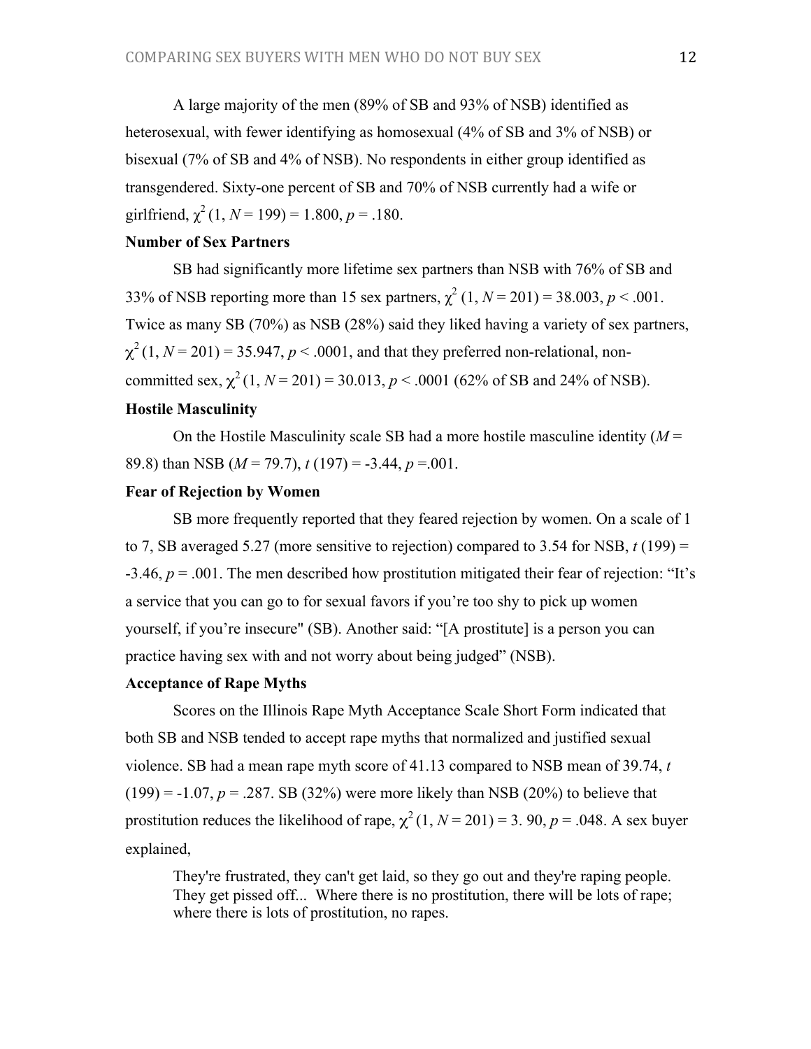A large majority of the men (89% of SB and 93% of NSB) identified as heterosexual, with fewer identifying as homosexual (4% of SB and 3% of NSB) or bisexual (7% of SB and 4% of NSB). No respondents in either group identified as transgendered. Sixty-one percent of SB and 70% of NSB currently had a wife or girlfriend, $\chi^2$ (1, $N$ = 199) = 1.800, $p$ = .180.

**Number of Sex Partners**

SB had significantly more lifetime sex partners than NSB with 76% of SB and 33% of NSB reporting more than 15 sex partners, $\chi^2$ (1, $N$ = 201) = 38.003, $p$ < .001. Twice as many SB (70%) as NSB (28%) said they liked having a variety of sex partners, $\chi^2$ (1, $N$ = 201) = 35.947, $p$ < .0001, and that they preferred non-relational, non-committed sex, $\chi^2$ (1, $N$ = 201) = 30.013, $p$ < .0001 (62% of SB and 24% of NSB).

**Hostile Masculinity**

On the Hostile Masculinity scale SB had a more hostile masculine identity ($M$ = 89.8) than NSB ($M$ = 79.7), $t$ (197) = -3.44, $p$ =.001.

**Fear of Rejection by Women**

SB more frequently reported that they feared rejection by women. On a scale of 1 to 7, SB averaged 5.27 (more sensitive to rejection) compared to 3.54 for NSB, $t$ (199) = -3.46, $p$ = .001. The men described how prostitution mitigated their fear of rejection: "It's a service that you can go to for sexual favors if you're too shy to pick up women yourself, if you're insecure" (SB). Another said: "[A prostitute] is a person you can practice having sex with and not worry about being judged" (NSB).

**Acceptance of Rape Myths**

Scores on the Illinois Rape Myth Acceptance Scale Short Form indicated that both SB and NSB tended to accept rape myths that normalized and justified sexual violence. SB had a mean rape myth score of 41.13 compared to NSB mean of 39.74, $t$ (199) = -1.07, $p$ = .287. SB (32%) were more likely than NSB (20%) to believe that prostitution reduces the likelihood of rape, $\chi^2$ (1, $N$ = 201) = 3. 90, $p$ = .048. A sex buyer explained,

> They're frustrated, they can't get laid, so they go out and they're raping people. They get pissed off... Where there is no prostitution, there will be lots of rape; where there is lots of prostitution, no rapes.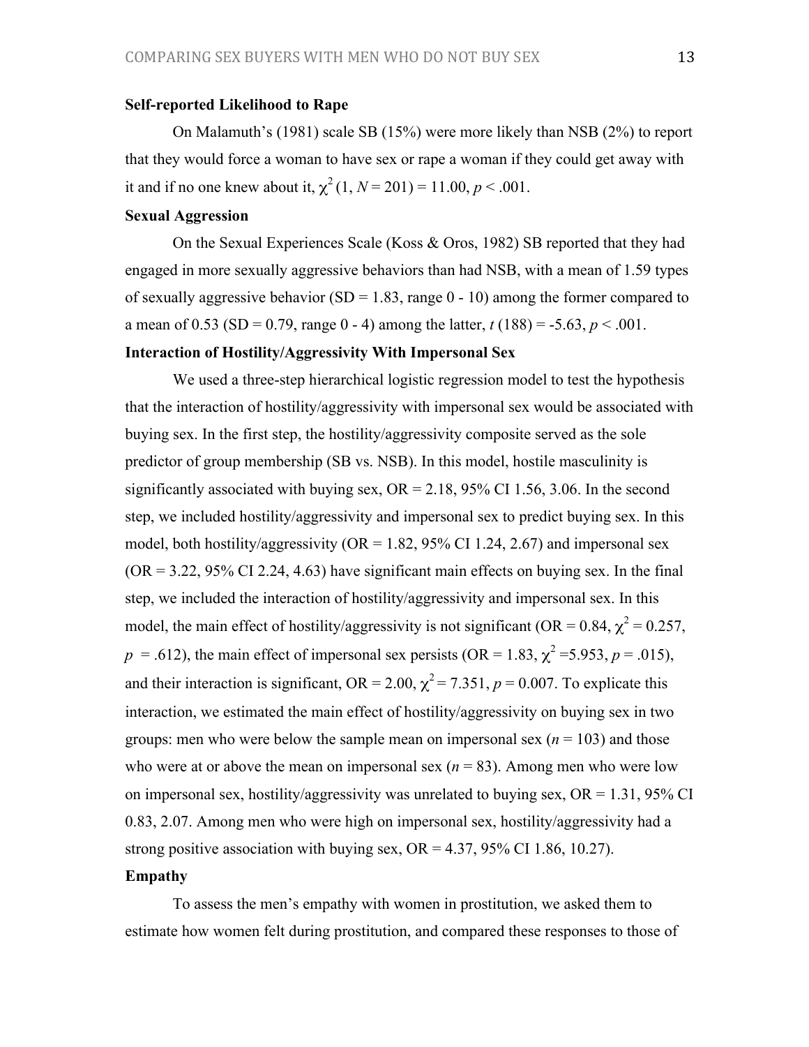**Self-reported Likelihood to Rape**

On Malamuth's (1981) scale SB (15%) were more likely than NSB (2%) to report that they would force a woman to have sex or rape a woman if they could get away with it and if no one knew about it, $\chi^2$ (1, $N$ = 201) = 11.00, $p$ < .001.

**Sexual Aggression**

On the Sexual Experiences Scale (Koss & Oros, 1982) SB reported that they had engaged in more sexually aggressive behaviors than had NSB, with a mean of 1.59 types of sexually aggressive behavior (SD = 1.83, range 0 - 10) among the former compared to a mean of 0.53 (SD = 0.79, range 0 - 4) among the latter, $t$ (188) = -5.63, $p$ < .001.

**Interaction of Hostility/Aggressivity With Impersonal Sex**

We used a three-step hierarchical logistic regression model to test the hypothesis that the interaction of hostility/aggressivity with impersonal sex would be associated with buying sex. In the first step, the hostility/aggressivity composite served as the sole predictor of group membership (SB vs. NSB). In this model, hostile masculinity is significantly associated with buying sex, OR = 2.18, 95% CI 1.56, 3.06. In the second step, we included hostility/aggressivity and impersonal sex to predict buying sex. In this model, both hostility/aggressivity (OR = 1.82, 95% CI 1.24, 2.67) and impersonal sex (OR = 3.22, 95% CI 2.24, 4.63) have significant main effects on buying sex. In the final step, we included the interaction of hostility/aggressivity and impersonal sex. In this model, the main effect of hostility/aggressivity is not significant (OR = 0.84, $\chi^2$ = 0.257, $p$ = .612), the main effect of impersonal sex persists (OR = 1.83, $\chi^2$ =5.953, $p$ = .015), and their interaction is significant, OR = 2.00, $\chi^2$ = 7.351, $p$ = 0.007. To explicate this interaction, we estimated the main effect of hostility/aggressivity on buying sex in two groups: men who were below the sample mean on impersonal sex ($n$ = 103) and those who were at or above the mean on impersonal sex ($n$ = 83). Among men who were low on impersonal sex, hostility/aggressivity was unrelated to buying sex, OR = 1.31, 95% CI 0.83, 2.07. Among men who were high on impersonal sex, hostility/aggressivity had a strong positive association with buying sex, OR = 4.37, 95% CI 1.86, 10.27).

**Empathy**

To assess the men's empathy with women in prostitution, we asked them to estimate how women felt during prostitution, and compared these responses to those of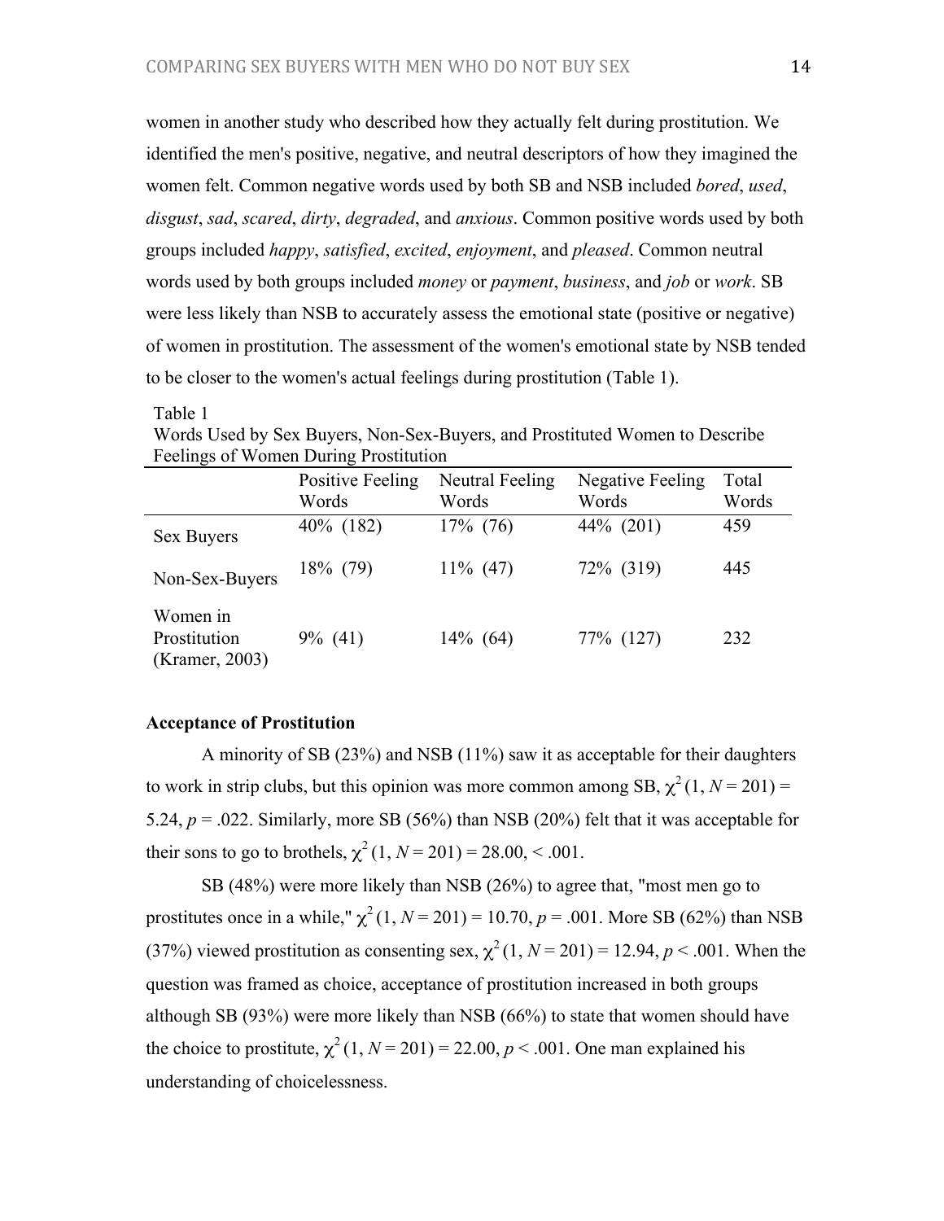women in another study who described how they actually felt during prostitution. We identified the men's positive, negative, and neutral descriptors of how they imagined the women felt. Common negative words used by both SB and NSB included *bored*, *used*, *disgust*, *sad*, *scared*, *dirty*, *degraded*, and *anxious*. Common positive words used by both groups included *happy*, *satisfied*, *excited*, *enjoyment*, and *pleased*. Common neutral words used by both groups included *money* or *payment*, *business*, and *job* or *work*. SB were less likely than NSB to accurately assess the emotional state (positive or negative) of women in prostitution. The assessment of the women's emotional state by NSB tended to be closer to the women's actual feelings during prostitution (Table 1).

Table 1
Words Used by Sex Buyers, Non-Sex-Buyers, and Prostituted Women to Describe Feelings of Women During Prostitution

| | Positive Feeling Words | Neutral Feeling Words | Negative Feeling Words | Total Words |
|---|---|---|---|---|
| Sex Buyers | 40% (182) | 17% (76) | 44% (201) | 459 |
| Non-Sex-Buyers | 18% (79) | 11% (47) | 72% (319) | 445 |
| Women in Prostitution (Kramer, 2003) | 9% (41) | 14% (64) | 77% (127) | 232 |

### Acceptance of Prostitution

A minority of SB (23%) and NSB (11%) saw it as acceptable for their daughters to work in strip clubs, but this opinion was more common among SB, $\chi^2$ (1, $N$ = 201) = 5.24, $p$ = .022. Similarly, more SB (56%) than NSB (20%) felt that it was acceptable for their sons to go to brothels, $\chi^2$ (1, $N$ = 201) = 28.00, < .001.

SB (48%) were more likely than NSB (26%) to agree that, "most men go to prostitutes once in a while," $\chi^2$ (1, $N$ = 201) = 10.70, $p$ = .001. More SB (62%) than NSB (37%) viewed prostitution as consenting sex, $\chi^2$ (1, $N$ = 201) = 12.94, $p$ < .001. When the question was framed as choice, acceptance of prostitution increased in both groups although SB (93%) were more likely than NSB (66%) to state that women should have the choice to prostitute, $\chi^2$ (1, $N$ = 201) = 22.00, $p$ < .001. One man explained his understanding of choicelessness.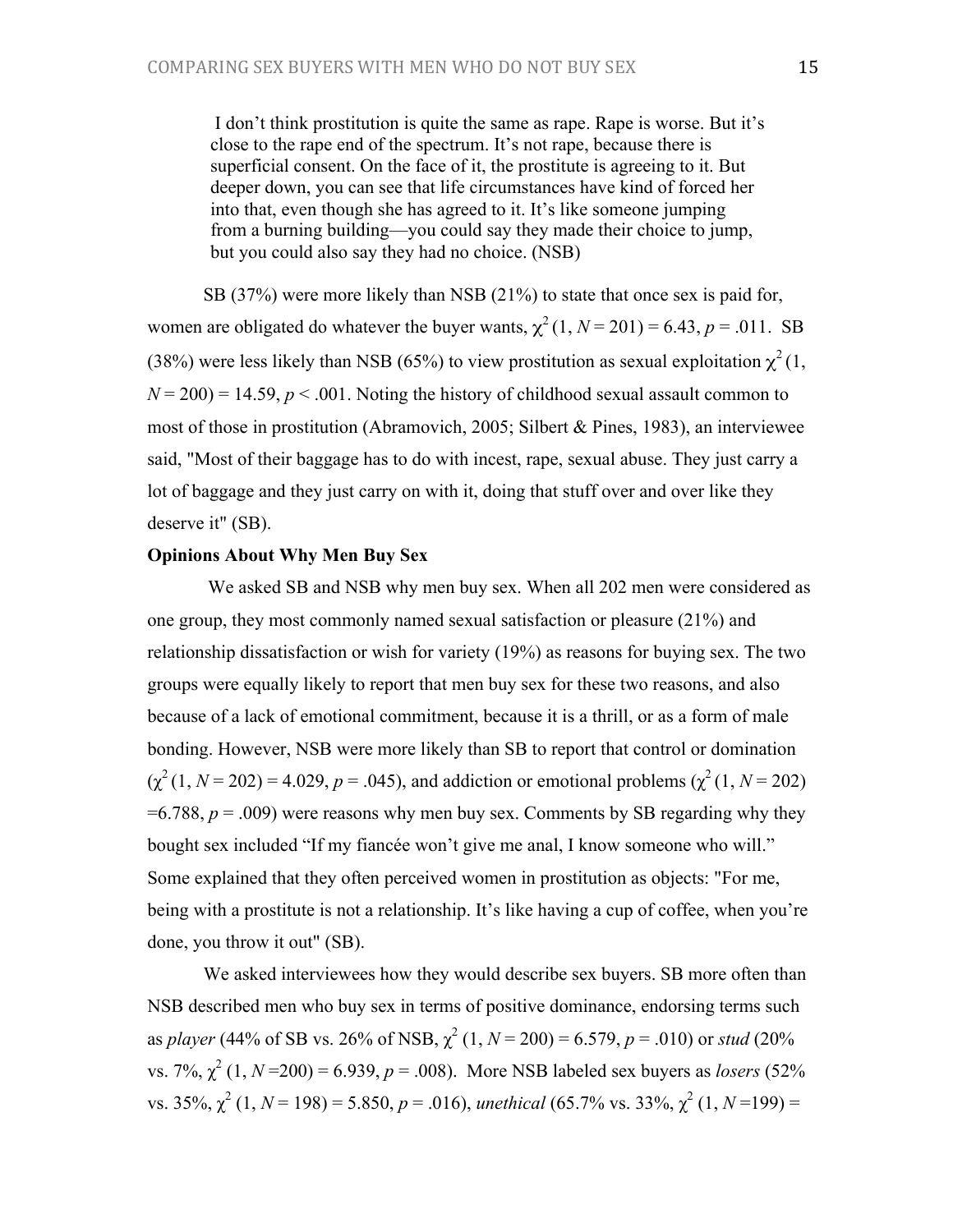> I don't think prostitution is quite the same as rape. Rape is worse. But it's close to the rape end of the spectrum. It's not rape, because there is superficial consent. On the face of it, the prostitute is agreeing to it. But deeper down, you can see that life circumstances have kind of forced her into that, even though she has agreed to it. It's like someone jumping from a burning building—you could say they made their choice to jump, but you could also say they had no choice. (NSB)

SB (37%) were more likely than NSB (21%) to state that once sex is paid for, women are obligated do whatever the buyer wants, $\chi^2$ (1, $N$ = 201) = 6.43, $p$ = .011. SB (38%) were less likely than NSB (65%) to view prostitution as sexual exploitation $\chi^2$ (1, $N$ = 200) = 14.59, $p$ < .001. Noting the history of childhood sexual assault common to most of those in prostitution (Abramovich, 2005; Silbert & Pines, 1983), an interviewee said, "Most of their baggage has to do with incest, rape, sexual abuse. They just carry a lot of baggage and they just carry on with it, doing that stuff over and over like they deserve it" (SB).

**Opinions About Why Men Buy Sex**

We asked SB and NSB why men buy sex. When all 202 men were considered as one group, they most commonly named sexual satisfaction or pleasure (21%) and relationship dissatisfaction or wish for variety (19%) as reasons for buying sex. The two groups were equally likely to report that men buy sex for these two reasons, and also because of a lack of emotional commitment, because it is a thrill, or as a form of male bonding. However, NSB were more likely than SB to report that control or domination ($\chi^2$ (1, $N$ = 202) = 4.029, $p$ = .045), and addiction or emotional problems ($\chi^2$ (1, $N$ = 202) =6.788, $p$ = .009) were reasons why men buy sex. Comments by SB regarding why they bought sex included "If my fiancée won't give me anal, I know someone who will." Some explained that they often perceived women in prostitution as objects: "For me, being with a prostitute is not a relationship. It's like having a cup of coffee, when you're done, you throw it out" (SB).

We asked interviewees how they would describe sex buyers. SB more often than NSB described men who buy sex in terms of positive dominance, endorsing terms such as *player* (44% of SB vs. 26% of NSB, $\chi^2$ (1, $N$ = 200) = 6.579, $p$ = .010) or *stud* (20% vs. 7%, $\chi^2$ (1, $N$ =200) = 6.939, $p$ = .008). More NSB labeled sex buyers as *losers* (52% vs. 35%, $\chi^2$ (1, $N$ = 198) = 5.850, $p$ = .016), *unethical* (65.7% vs. 33%, $\chi^2$ (1, $N$ =199) =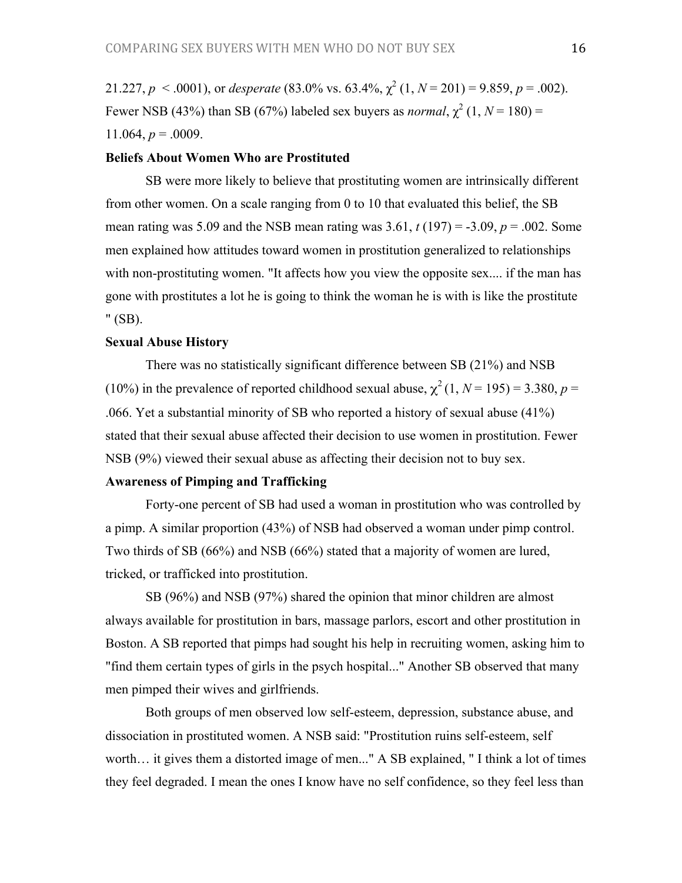21.227, $p$ < .0001), or *desperate* (83.0% vs. 63.4%, $\chi^2$ (1, $N$ = 201) = 9.859, $p$ = .002). Fewer NSB (43%) than SB (67%) labeled sex buyers as *normal*, $\chi^2$ (1, $N$ = 180) = 11.064, $p$ = .0009.

**Beliefs About Women Who are Prostituted**

SB were more likely to believe that prostituting women are intrinsically different from other women. On a scale ranging from 0 to 10 that evaluated this belief, the SB mean rating was 5.09 and the NSB mean rating was 3.61, $t$ (197) = -3.09, $p$ = .002. Some men explained how attitudes toward women in prostitution generalized to relationships with non-prostituting women. "It affects how you view the opposite sex.... if the man has gone with prostitutes a lot he is going to think the woman he is with is like the prostitute " (SB).

**Sexual Abuse History**

There was no statistically significant difference between SB (21%) and NSB (10%) in the prevalence of reported childhood sexual abuse, $\chi^2$ (1, $N$ = 195) = 3.380, $p$ = .066. Yet a substantial minority of SB who reported a history of sexual abuse (41%) stated that their sexual abuse affected their decision to use women in prostitution. Fewer NSB (9%) viewed their sexual abuse as affecting their decision not to buy sex.

**Awareness of Pimping and Trafficking**

Forty-one percent of SB had used a woman in prostitution who was controlled by a pimp. A similar proportion (43%) of NSB had observed a woman under pimp control. Two thirds of SB (66%) and NSB (66%) stated that a majority of women are lured, tricked, or trafficked into prostitution.

SB (96%) and NSB (97%) shared the opinion that minor children are almost always available for prostitution in bars, massage parlors, escort and other prostitution in Boston. A SB reported that pimps had sought his help in recruiting women, asking him to "find them certain types of girls in the psych hospital..." Another SB observed that many men pimped their wives and girlfriends.

Both groups of men observed low self-esteem, depression, substance abuse, and dissociation in prostituted women. A NSB said: "Prostitution ruins self-esteem, self worth… it gives them a distorted image of men..." A SB explained, " I think a lot of times they feel degraded. I mean the ones I know have no self confidence, so they feel less than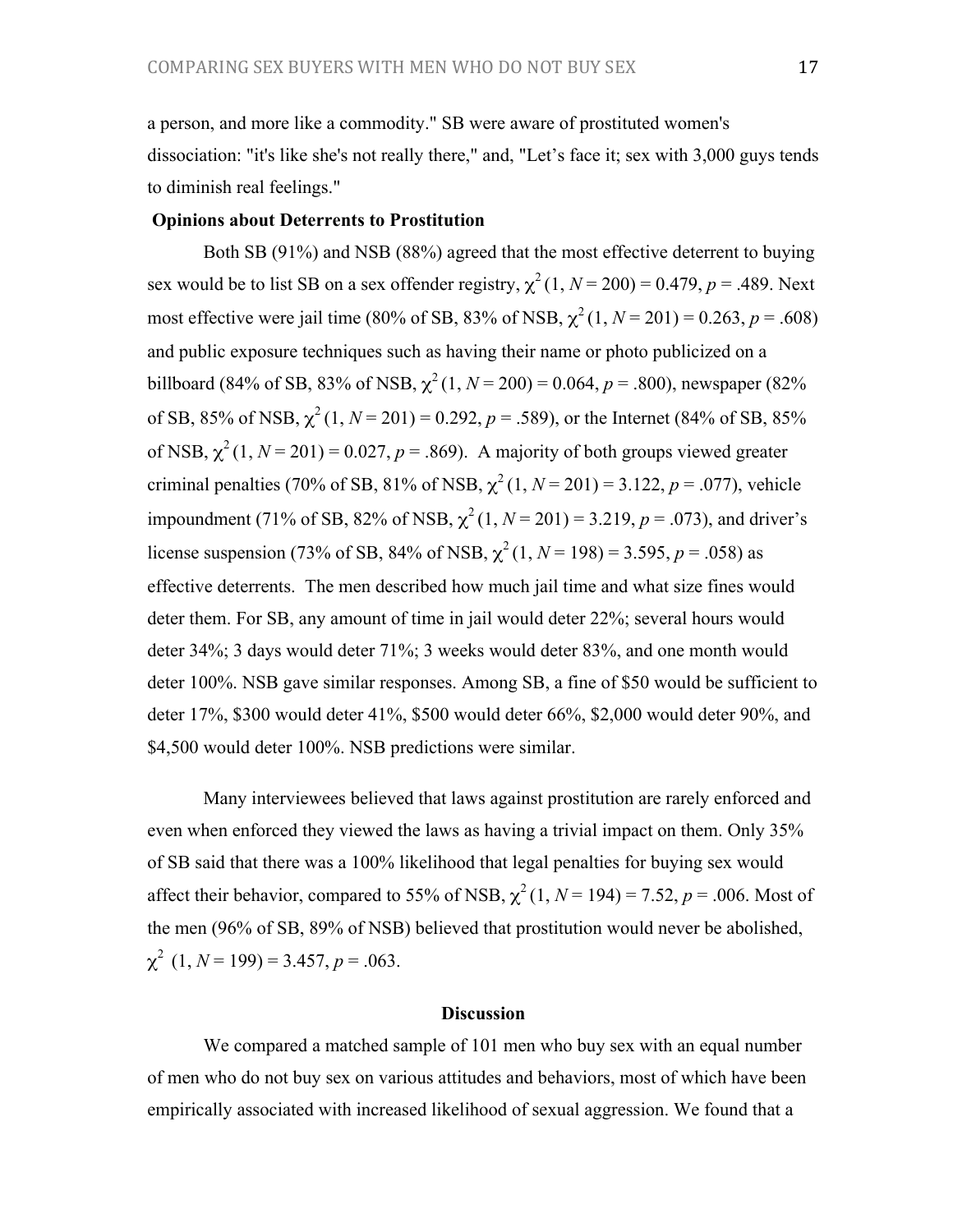a person, and more like a commodity." SB were aware of prostituted women's dissociation: "it's like she's not really there," and, "Let's face it; sex with 3,000 guys tends to diminish real feelings."

**Opinions about Deterrents to Prostitution**

Both SB (91%) and NSB (88%) agreed that the most effective deterrent to buying sex would be to list SB on a sex offender registry, $\chi^2$ (1, $N$ = 200) = 0.479, $p$ = .489. Next most effective were jail time (80% of SB, 83% of NSB, $\chi^2$ (1, $N$ = 201) = 0.263, $p$ = .608) and public exposure techniques such as having their name or photo publicized on a billboard (84% of SB, 83% of NSB, $\chi^2$ (1, $N$ = 200) = 0.064, $p$ = .800), newspaper (82% of SB, 85% of NSB, $\chi^2$ (1, $N$ = 201) = 0.292, $p$ = .589), or the Internet (84% of SB, 85% of NSB, $\chi^2$ (1, $N$ = 201) = 0.027, $p$ = .869). A majority of both groups viewed greater criminal penalties (70% of SB, 81% of NSB, $\chi^2$ (1, $N$ = 201) = 3.122, $p$ = .077), vehicle impoundment (71% of SB, 82% of NSB, $\chi^2$ (1, $N$ = 201) = 3.219, $p$ = .073), and driver's license suspension (73% of SB, 84% of NSB, $\chi^2$ (1, $N$ = 198) = 3.595, $p$ = .058) as effective deterrents. The men described how much jail time and what size fines would deter them. For SB, any amount of time in jail would deter 22%; several hours would deter 34%; 3 days would deter 71%; 3 weeks would deter 83%, and one month would deter 100%. NSB gave similar responses. Among SB, a fine of $50 would be sufficient to deter 17%, $300 would deter 41%, $500 would deter 66%, $2,000 would deter 90%, and $4,500 would deter 100%. NSB predictions were similar.

Many interviewees believed that laws against prostitution are rarely enforced and even when enforced they viewed the laws as having a trivial impact on them. Only 35% of SB said that there was a 100% likelihood that legal penalties for buying sex would affect their behavior, compared to 55% of NSB, $\chi^2$ (1, $N$ = 194) = 7.52, $p$ = .006. Most of the men (96% of SB, 89% of NSB) believed that prostitution would never be abolished, $\chi^2$ (1, $N$ = 199) = 3.457, $p$ = .063.

## Discussion

We compared a matched sample of 101 men who buy sex with an equal number of men who do not buy sex on various attitudes and behaviors, most of which have been empirically associated with increased likelihood of sexual aggression. We found that a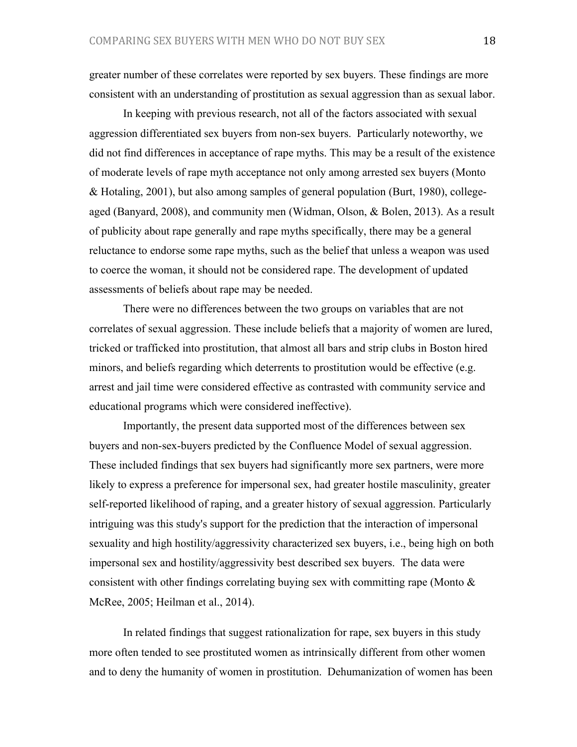greater number of these correlates were reported by sex buyers. These findings are more consistent with an understanding of prostitution as sexual aggression than as sexual labor.

In keeping with previous research, not all of the factors associated with sexual aggression differentiated sex buyers from non-sex buyers. Particularly noteworthy, we did not find differences in acceptance of rape myths. This may be a result of the existence of moderate levels of rape myth acceptance not only among arrested sex buyers (Monto & Hotaling, 2001), but also among samples of general population (Burt, 1980), college-aged (Banyard, 2008), and community men (Widman, Olson, & Bolen, 2013). As a result of publicity about rape generally and rape myths specifically, there may be a general reluctance to endorse some rape myths, such as the belief that unless a weapon was used to coerce the woman, it should not be considered rape. The development of updated assessments of beliefs about rape may be needed.

There were no differences between the two groups on variables that are not correlates of sexual aggression. These include beliefs that a majority of women are lured, tricked or trafficked into prostitution, that almost all bars and strip clubs in Boston hired minors, and beliefs regarding which deterrents to prostitution would be effective (e.g. arrest and jail time were considered effective as contrasted with community service and educational programs which were considered ineffective).

Importantly, the present data supported most of the differences between sex buyers and non-sex-buyers predicted by the Confluence Model of sexual aggression. These included findings that sex buyers had significantly more sex partners, were more likely to express a preference for impersonal sex, had greater hostile masculinity, greater self-reported likelihood of raping, and a greater history of sexual aggression. Particularly intriguing was this study's support for the prediction that the interaction of impersonal sexuality and high hostility/aggressivity characterized sex buyers, i.e., being high on both impersonal sex and hostility/aggressivity best described sex buyers. The data were consistent with other findings correlating buying sex with committing rape (Monto & McRee, 2005; Heilman et al., 2014).

In related findings that suggest rationalization for rape, sex buyers in this study more often tended to see prostituted women as intrinsically different from other women and to deny the humanity of women in prostitution. Dehumanization of women has been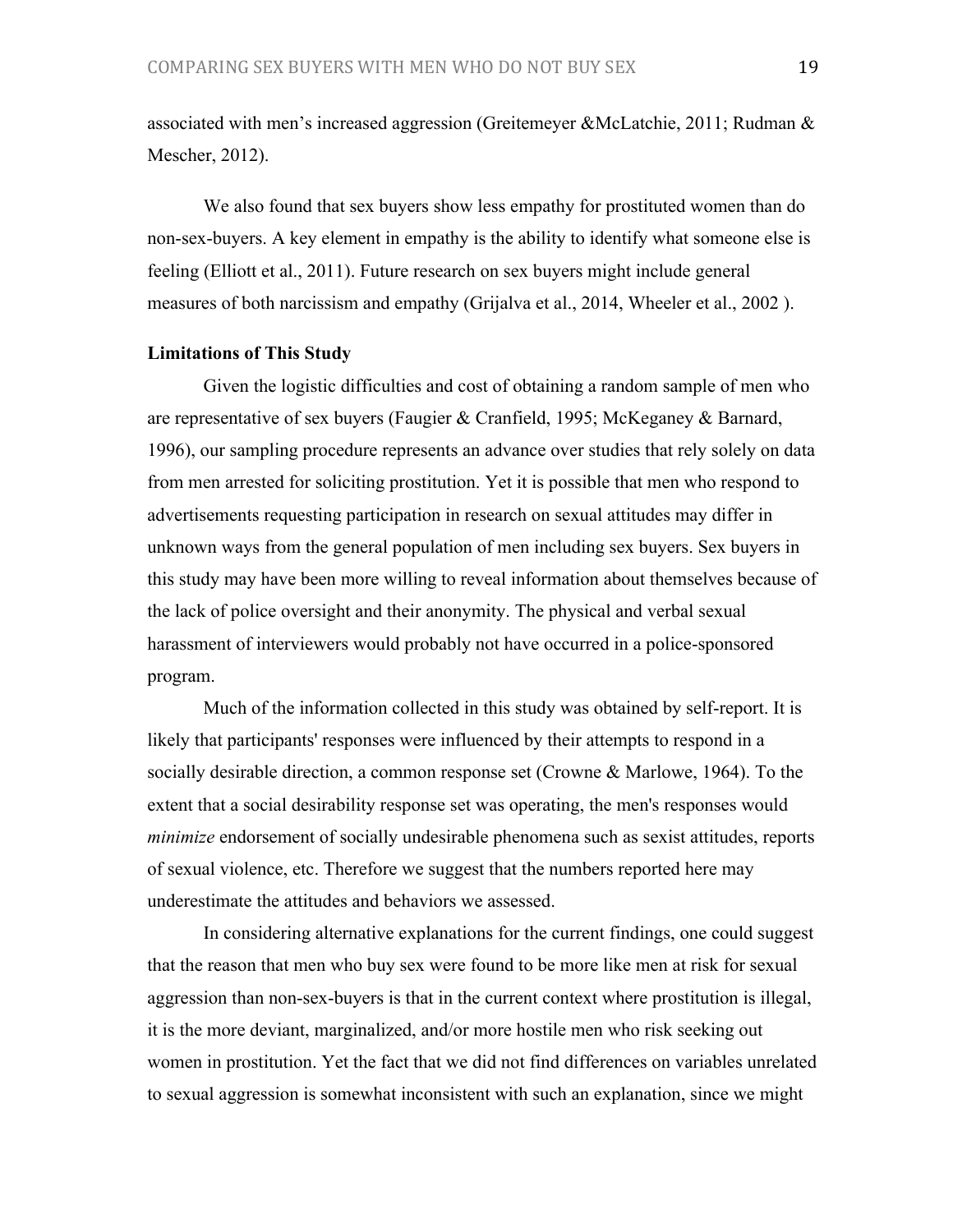associated with men's increased aggression (Greitemeyer &McLatchie, 2011; Rudman & Mescher, 2012).

We also found that sex buyers show less empathy for prostituted women than do non-sex-buyers. A key element in empathy is the ability to identify what someone else is feeling (Elliott et al., 2011). Future research on sex buyers might include general measures of both narcissism and empathy (Grijalva et al., 2014, Wheeler et al., 2002 ).

**Limitations of This Study**

Given the logistic difficulties and cost of obtaining a random sample of men who are representative of sex buyers (Faugier & Cranfield, 1995; McKeganey & Barnard, 1996), our sampling procedure represents an advance over studies that rely solely on data from men arrested for soliciting prostitution. Yet it is possible that men who respond to advertisements requesting participation in research on sexual attitudes may differ in unknown ways from the general population of men including sex buyers. Sex buyers in this study may have been more willing to reveal information about themselves because of the lack of police oversight and their anonymity. The physical and verbal sexual harassment of interviewers would probably not have occurred in a police-sponsored program.

Much of the information collected in this study was obtained by self-report. It is likely that participants' responses were influenced by their attempts to respond in a socially desirable direction, a common response set (Crowne & Marlowe, 1964). To the extent that a social desirability response set was operating, the men's responses would *minimize* endorsement of socially undesirable phenomena such as sexist attitudes, reports of sexual violence, etc. Therefore we suggest that the numbers reported here may underestimate the attitudes and behaviors we assessed.

In considering alternative explanations for the current findings, one could suggest that the reason that men who buy sex were found to be more like men at risk for sexual aggression than non-sex-buyers is that in the current context where prostitution is illegal, it is the more deviant, marginalized, and/or more hostile men who risk seeking out women in prostitution. Yet the fact that we did not find differences on variables unrelated to sexual aggression is somewhat inconsistent with such an explanation, since we might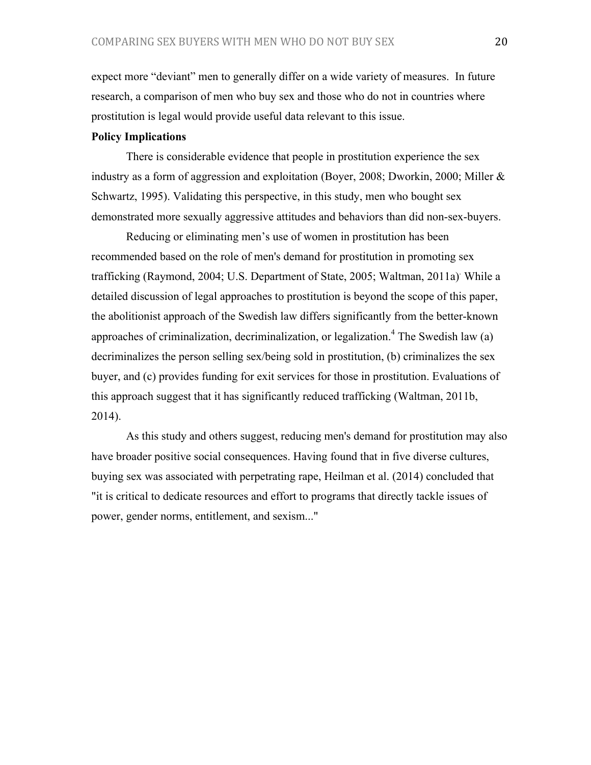expect more "deviant" men to generally differ on a wide variety of measures. In future research, a comparison of men who buy sex and those who do not in countries where prostitution is legal would provide useful data relevant to this issue.

**Policy Implications**

There is considerable evidence that people in prostitution experience the sex industry as a form of aggression and exploitation (Boyer, 2008; Dworkin, 2000; Miller & Schwartz, 1995). Validating this perspective, in this study, men who bought sex demonstrated more sexually aggressive attitudes and behaviors than did non-sex-buyers.

Reducing or eliminating men's use of women in prostitution has been recommended based on the role of men's demand for prostitution in promoting sex trafficking (Raymond, 2004; U.S. Department of State, 2005; Waltman, 2011a). While a detailed discussion of legal approaches to prostitution is beyond the scope of this paper, the abolitionist approach of the Swedish law differs significantly from the better-known approaches of criminalization, decriminalization, or legalization.[4] The Swedish law (a) decriminalizes the person selling sex/being sold in prostitution, (b) criminalizes the sex buyer, and (c) provides funding for exit services for those in prostitution. Evaluations of this approach suggest that it has significantly reduced trafficking (Waltman, 2011b, 2014).

As this study and others suggest, reducing men's demand for prostitution may also have broader positive social consequences. Having found that in five diverse cultures, buying sex was associated with perpetrating rape, Heilman et al. (2014) concluded that "it is critical to dedicate resources and effort to programs that directly tackle issues of power, gender norms, entitlement, and sexism..."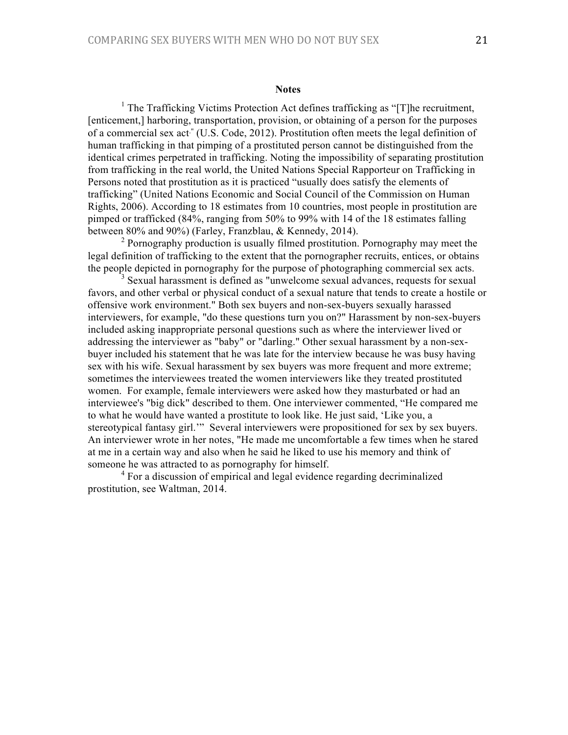**Notes**

[1] The Trafficking Victims Protection Act defines trafficking as "[T]he recruitment, [enticement,] harboring, transportation, provision, or obtaining of a person for the purposes of a commercial sex act." (U.S. Code, 2012). Prostitution often meets the legal definition of human trafficking in that pimping of a prostituted person cannot be distinguished from the identical crimes perpetrated in trafficking. Noting the impossibility of separating prostitution from trafficking in the real world, the United Nations Special Rapporteur on Trafficking in Persons noted that prostitution as it is practiced "usually does satisfy the elements of trafficking" (United Nations Economic and Social Council of the Commission on Human Rights, 2006). According to 18 estimates from 10 countries, most people in prostitution are pimped or trafficked (84%, ranging from 50% to 99% with 14 of the 18 estimates falling between 80% and 90%) (Farley, Franzblau, & Kennedy, 2014).

[2] Pornography production is usually filmed prostitution. Pornography may meet the legal definition of trafficking to the extent that the pornographer recruits, entices, or obtains the people depicted in pornography for the purpose of photographing commercial sex acts.

[3] Sexual harassment is defined as "unwelcome sexual advances, requests for sexual favors, and other verbal or physical conduct of a sexual nature that tends to create a hostile or offensive work environment." Both sex buyers and non-sex-buyers sexually harassed interviewers, for example, "do these questions turn you on?" Harassment by non-sex-buyers included asking inappropriate personal questions such as where the interviewer lived or addressing the interviewer as "baby" or "darling." Other sexual harassment by a non-sex-buyer included his statement that he was late for the interview because he was busy having sex with his wife. Sexual harassment by sex buyers was more frequent and more extreme; sometimes the interviewees treated the women interviewers like they treated prostituted women. For example, female interviewers were asked how they masturbated or had an interviewee's "big dick" described to them. One interviewer commented, "He compared me to what he would have wanted a prostitute to look like. He just said, 'Like you, a stereotypical fantasy girl.'" Several interviewers were propositioned for sex by sex buyers. An interviewer wrote in her notes, "He made me uncomfortable a few times when he stared at me in a certain way and also when he said he liked to use his memory and think of someone he was attracted to as pornography for himself.

[4] For a discussion of empirical and legal evidence regarding decriminalized prostitution, see Waltman, 2014.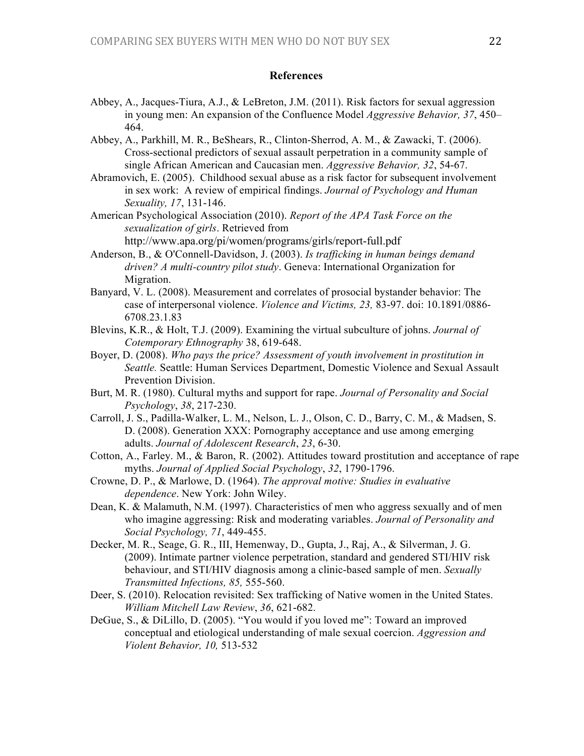## References

Abbey, A., Jacques-Tiura, A.J., & LeBreton, J.M. (2011). Risk factors for sexual aggression in young men: An expansion of the Confluence Model *Aggressive Behavior, 37*, 450–464.

Abbey, A., Parkhill, M. R., BeShears, R., Clinton-Sherrod, A. M., & Zawacki, T. (2006). Cross-sectional predictors of sexual assault perpetration in a community sample of single African American and Caucasian men. *Aggressive Behavior, 32*, 54-67.

Abramovich, E. (2005). Childhood sexual abuse as a risk factor for subsequent involvement in sex work: A review of empirical findings. *Journal of Psychology and Human Sexuality, 17*, 131-146.

American Psychological Association (2010). *Report of the APA Task Force on the sexualization of girls*. Retrieved from http://www.apa.org/pi/women/programs/girls/report-full.pdf

Anderson, B., & O'Connell-Davidson, J. (2003). *Is trafficking in human beings demand driven? A multi-country pilot study*. Geneva: International Organization for Migration.

Banyard, V. L. (2008). Measurement and correlates of prosocial bystander behavior: The case of interpersonal violence. *Violence and Victims, 23,* 83-97. doi: 10.1891/0886-6708.23.1.83

Blevins, K.R., & Holt, T.J. (2009). Examining the virtual subculture of johns. *Journal of Cotemporary Ethnography* 38, 619-648.

Boyer, D. (2008). *Who pays the price? Assessment of youth involvement in prostitution in Seattle.* Seattle: Human Services Department, Domestic Violence and Sexual Assault Prevention Division.

Burt, M. R. (1980). Cultural myths and support for rape. *Journal of Personality and Social Psychology*, *38*, 217-230.

Carroll, J. S., Padilla-Walker, L. M., Nelson, L. J., Olson, C. D., Barry, C. M., & Madsen, S. D. (2008). Generation XXX: Pornography acceptance and use among emerging adults. *Journal of Adolescent Research*, *23*, 6-30.

Cotton, A., Farley. M., & Baron, R. (2002). Attitudes toward prostitution and acceptance of rape myths. *Journal of Applied Social Psychology*, *32*, 1790-1796.

Crowne, D. P., & Marlowe, D. (1964). *The approval motive: Studies in evaluative dependence*. New York: John Wiley.

Dean, K. & Malamuth, N.M. (1997). Characteristics of men who aggress sexually and of men who imagine aggressing: Risk and moderating variables. *Journal of Personality and Social Psychology, 71*, 449-455.

Decker, M. R., Seage, G. R., III, Hemenway, D., Gupta, J., Raj, A., & Silverman, J. G. (2009). Intimate partner violence perpetration, standard and gendered STI/HIV risk behaviour, and STI/HIV diagnosis among a clinic-based sample of men. *Sexually Transmitted Infections, 85,* 555-560.

Deer, S. (2010). Relocation revisited: Sex trafficking of Native women in the United States. *William Mitchell Law Review*, *36*, 621-682.

DeGue, S., & DiLillo, D. (2005). "You would if you loved me": Toward an improved conceptual and etiological understanding of male sexual coercion. *Aggression and Violent Behavior, 10,* 513-532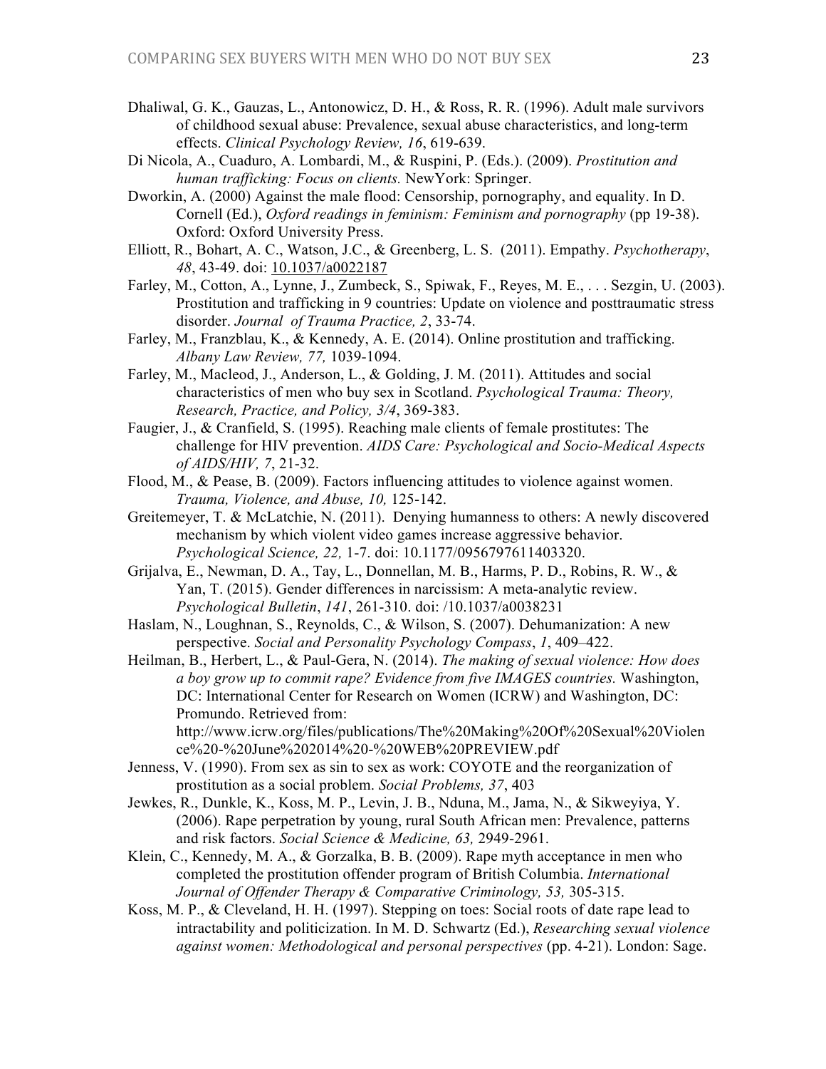Dhaliwal, G. K., Gauzas, L., Antonowicz, D. H., & Ross, R. R. (1996). Adult male survivors of childhood sexual abuse: Prevalence, sexual abuse characteristics, and long-term effects. *Clinical Psychology Review, 16*, 619-639.

Di Nicola, A., Cuaduro, A. Lombardi, M., & Ruspini, P. (Eds.). (2009). *Prostitution and human trafficking: Focus on clients.* NewYork: Springer.

Dworkin, A. (2000) Against the male flood: Censorship, pornography, and equality. In D. Cornell (Ed.), *Oxford readings in feminism: Feminism and pornography* (pp 19-38). Oxford: Oxford University Press.

Elliott, R., Bohart, A. C., Watson, J.C., & Greenberg, L. S. (2011). Empathy. *Psychotherapy*, *48*, 43-49. doi: 10.1037/a0022187

Farley, M., Cotton, A., Lynne, J., Zumbeck, S., Spiwak, F., Reyes, M. E., . . . Sezgin, U. (2003). Prostitution and trafficking in 9 countries: Update on violence and posttraumatic stress disorder. *Journal of Trauma Practice, 2*, 33-74.

Farley, M., Franzblau, K., & Kennedy, A. E. (2014). Online prostitution and trafficking. *Albany Law Review, 77,* 1039-1094.

Farley, M., Macleod, J., Anderson, L., & Golding, J. M. (2011). Attitudes and social characteristics of men who buy sex in Scotland. *Psychological Trauma: Theory, Research, Practice, and Policy, 3/4*, 369-383.

Faugier, J., & Cranfield, S. (1995). Reaching male clients of female prostitutes: The challenge for HIV prevention. *AIDS Care: Psychological and Socio-Medical Aspects of AIDS/HIV, 7*, 21-32.

Flood, M., & Pease, B. (2009). Factors influencing attitudes to violence against women. *Trauma, Violence, and Abuse, 10,* 125-142.

Greitemeyer, T. & McLatchie, N. (2011). Denying humanness to others: A newly discovered mechanism by which violent video games increase aggressive behavior. *Psychological Science, 22,* 1-7. doi: 10.1177/0956797611403320.

Grijalva, E., Newman, D. A., Tay, L., Donnellan, M. B., Harms, P. D., Robins, R. W., & Yan, T. (2015). Gender differences in narcissism: A meta-analytic review. *Psychological Bulletin*, *141*, 261-310. doi: /10.1037/a0038231

Haslam, N., Loughnan, S., Reynolds, C., & Wilson, S. (2007). Dehumanization: A new perspective. *Social and Personality Psychology Compass*, *1*, 409–422.

Heilman, B., Herbert, L., & Paul-Gera, N. (2014). *The making of sexual violence: How does a boy grow up to commit rape? Evidence from five IMAGES countries.* Washington, DC: International Center for Research on Women (ICRW) and Washington, DC: Promundo. Retrieved from: http://www.icrw.org/files/publications/The%20Making%20Of%20Sexual%20Violence%20-%20June%202014%20-%20WEB%20PREVIEW.pdf

Jenness, V. (1990). From sex as sin to sex as work: COYOTE and the reorganization of prostitution as a social problem. *Social Problems, 37*, 403

Jewkes, R., Dunkle, K., Koss, M. P., Levin, J. B., Nduna, M., Jama, N., & Sikweyiya, Y. (2006). Rape perpetration by young, rural South African men: Prevalence, patterns and risk factors. *Social Science & Medicine, 63,* 2949-2961.

Klein, C., Kennedy, M. A., & Gorzalka, B. B. (2009). Rape myth acceptance in men who completed the prostitution offender program of British Columbia. *International Journal of Offender Therapy & Comparative Criminology, 53,* 305-315.

Koss, M. P., & Cleveland, H. H. (1997). Stepping on toes: Social roots of date rape lead to intractability and politicization. In M. D. Schwartz (Ed.), *Researching sexual violence against women: Methodological and personal perspectives* (pp. 4-21). London: Sage.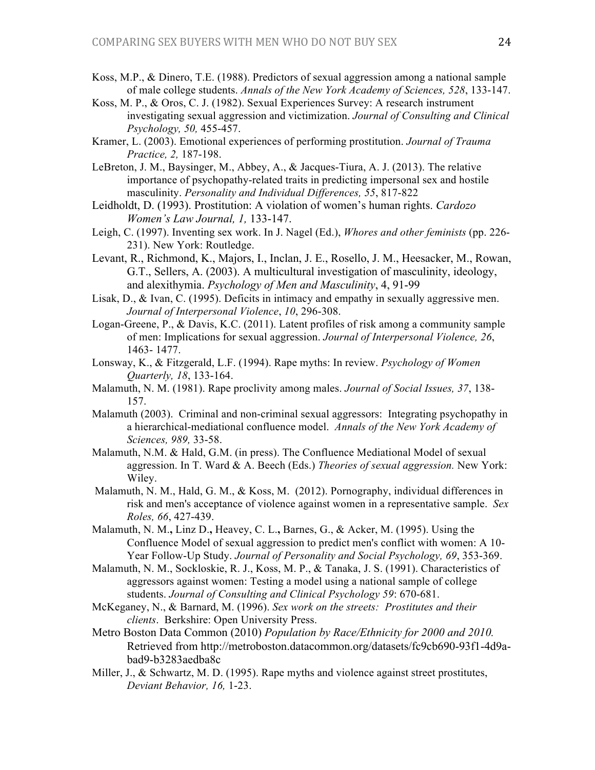Koss, M.P., & Dinero, T.E. (1988). Predictors of sexual aggression among a national sample of male college students. *Annals of the New York Academy of Sciences, 528*, 133-147.

Koss, M. P., & Oros, C. J. (1982). Sexual Experiences Survey: A research instrument investigating sexual aggression and victimization. *Journal of Consulting and Clinical Psychology, 50,* 455-457.

Kramer, L. (2003). Emotional experiences of performing prostitution. *Journal of Trauma Practice, 2,* 187-198.

LeBreton, J. M., Baysinger, M., Abbey, A., & Jacques-Tiura, A. J. (2013). The relative importance of psychopathy-related traits in predicting impersonal sex and hostile masculinity. *Personality and Individual Differences, 55*, 817-822

Leidholdt, D. (1993). Prostitution: A violation of women's human rights. *Cardozo Women's Law Journal, 1,* 133-147.

Leigh, C. (1997). Inventing sex work. In J. Nagel (Ed.), *Whores and other feminists* (pp. 226-231). New York: Routledge.

Levant, R., Richmond, K., Majors, I., Inclan, J. E., Rosello, J. M., Heesacker, M., Rowan, G.T., Sellers, A. (2003). A multicultural investigation of masculinity, ideology, and alexithymia. *Psychology of Men and Masculinity*, 4, 91-99

Lisak, D., & Ivan, C. (1995). Deficits in intimacy and empathy in sexually aggressive men. *Journal of Interpersonal Violence*, *10*, 296-308.

Logan-Greene, P., & Davis, K.C. (2011). Latent profiles of risk among a community sample of men: Implications for sexual aggression. *Journal of Interpersonal Violence, 26*, 1463- 1477.

Lonsway, K., & Fitzgerald, L.F. (1994). Rape myths: In review. *Psychology of Women Quarterly, 18*, 133-164.

Malamuth, N. M. (1981). Rape proclivity among males. *Journal of Social Issues, 37*, 138-157.

Malamuth (2003). Criminal and non-criminal sexual aggressors: Integrating psychopathy in a hierarchical-mediational confluence model. *Annals of the New York Academy of Sciences, 989,* 33-58.

Malamuth, N.M. & Hald, G.M. (in press). The Confluence Mediational Model of sexual aggression. In T. Ward & A. Beech (Eds.) *Theories of sexual aggression.* New York: Wiley.

Malamuth, N. M., Hald, G. M., & Koss, M. (2012). Pornography, individual differences in risk and men's acceptance of violence against women in a representative sample. *Sex Roles, 66*, 427-439.

Malamuth, N. M.**,** Linz D.**,** Heavey, C. L.**,** Barnes, G., & Acker, M. (1995). Using the Confluence Model of sexual aggression to predict men's conflict with women: A 10-Year Follow-Up Study. *Journal of Personality and Social Psychology, 69*, 353-369.

Malamuth, N. M., Sockloskie, R. J., Koss, M. P., & Tanaka, J. S. (1991). Characteristics of aggressors against women: Testing a model using a national sample of college students. *Journal of Consulting and Clinical Psychology 59*: 670-681.

McKeganey, N., & Barnard, M. (1996). *Sex work on the streets: Prostitutes and their clients*. Berkshire: Open University Press.

Metro Boston Data Common (2010) *Population by Race/Ethnicity for 2000 and 2010.* Retrieved from http://metroboston.datacommon.org/datasets/fc9cb690-93f1-4d9a-bad9-b3283aedba8c

Miller, J., & Schwartz, M. D. (1995). Rape myths and violence against street prostitutes, *Deviant Behavior, 16,* 1-23.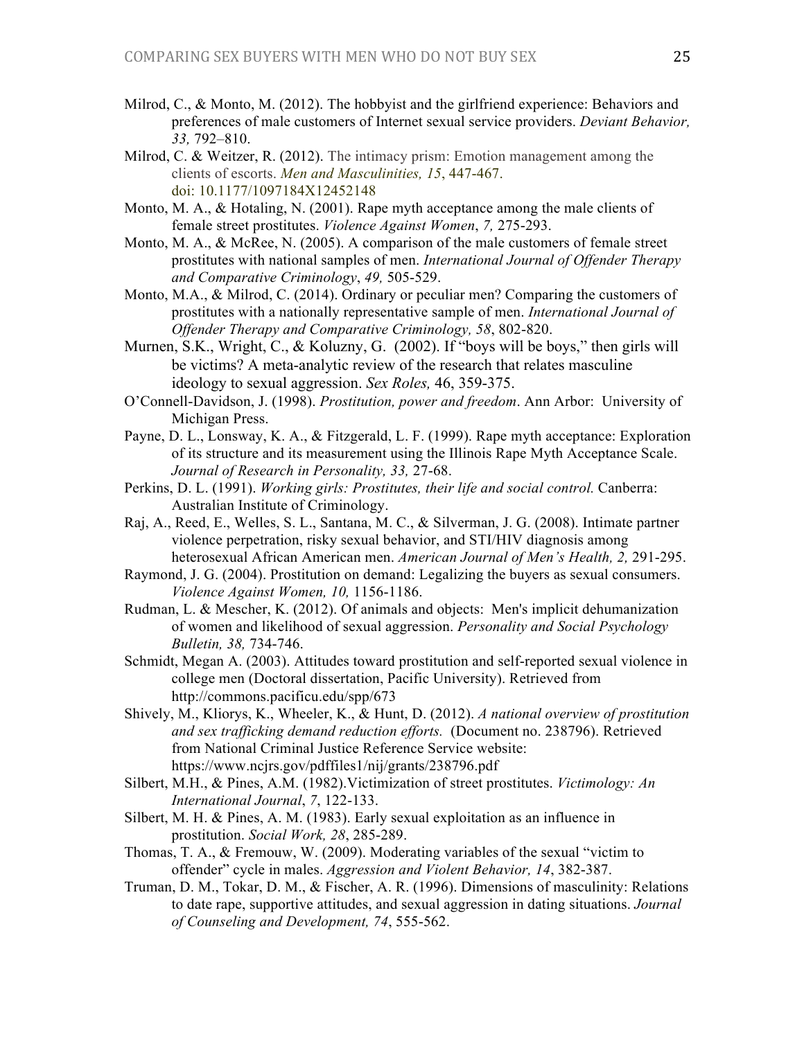Milrod, C., & Monto, M. (2012). The hobbyist and the girlfriend experience: Behaviors and preferences of male customers of Internet sexual service providers. *Deviant Behavior, 33,* 792–810.

Milrod, C. & Weitzer, R. (2012). The intimacy prism: Emotion management among the clients of escorts. *Men and Masculinities, 15*, 447-467. doi: 10.1177/1097184X12452148

Monto, M. A., & Hotaling, N. (2001). Rape myth acceptance among the male clients of female street prostitutes. *Violence Against Women*, *7,* 275-293.

Monto, M. A., & McRee, N. (2005). A comparison of the male customers of female street prostitutes with national samples of men. *International Journal of Offender Therapy and Comparative Criminology*, *49,* 505-529.

Monto, M.A., & Milrod, C. (2014). Ordinary or peculiar men? Comparing the customers of prostitutes with a nationally representative sample of men. *International Journal of Offender Therapy and Comparative Criminology, 58*, 802-820.

Murnen, S.K., Wright, C., & Koluzny, G. (2002). If "boys will be boys," then girls will be victims? A meta-analytic review of the research that relates masculine ideology to sexual aggression. *Sex Roles,* 46, 359-375.

O'Connell-Davidson, J. (1998). *Prostitution, power and freedom*. Ann Arbor: University of Michigan Press.

Payne, D. L., Lonsway, K. A., & Fitzgerald, L. F. (1999). Rape myth acceptance: Exploration of its structure and its measurement using the Illinois Rape Myth Acceptance Scale. *Journal of Research in Personality, 33,* 27-68.

Perkins, D. L. (1991). *Working girls: Prostitutes, their life and social control.* Canberra: Australian Institute of Criminology.

Raj, A., Reed, E., Welles, S. L., Santana, M. C., & Silverman, J. G. (2008). Intimate partner violence perpetration, risky sexual behavior, and STI/HIV diagnosis among heterosexual African American men. *American Journal of Men's Health, 2,* 291-295.

Raymond, J. G. (2004). Prostitution on demand: Legalizing the buyers as sexual consumers. *Violence Against Women, 10,* 1156-1186.

Rudman, L. & Mescher, K. (2012). Of animals and objects: Men's implicit dehumanization of women and likelihood of sexual aggression. *Personality and Social Psychology Bulletin, 38,* 734-746.

Schmidt, Megan A. (2003). Attitudes toward prostitution and self-reported sexual violence in college men (Doctoral dissertation, Pacific University). Retrieved from http://commons.pacificu.edu/spp/673

Shively, M., Kliorys, K., Wheeler, K., & Hunt, D. (2012). *A national overview of prostitution and sex trafficking demand reduction efforts.* (Document no. 238796). Retrieved from National Criminal Justice Reference Service website: https://www.ncjrs.gov/pdffiles1/nij/grants/238796.pdf

Silbert, M.H., & Pines, A.M. (1982).Victimization of street prostitutes. *Victimology: An International Journal*, *7*, 122-133.

Silbert, M. H. & Pines, A. M. (1983). Early sexual exploitation as an influence in prostitution. *Social Work, 28*, 285-289.

Thomas, T. A., & Fremouw, W. (2009). Moderating variables of the sexual "victim to offender" cycle in males. *Aggression and Violent Behavior, 14*, 382-387.

Truman, D. M., Tokar, D. M., & Fischer, A. R. (1996). Dimensions of masculinity: Relations to date rape, supportive attitudes, and sexual aggression in dating situations. *Journal of Counseling and Development, 74*, 555-562.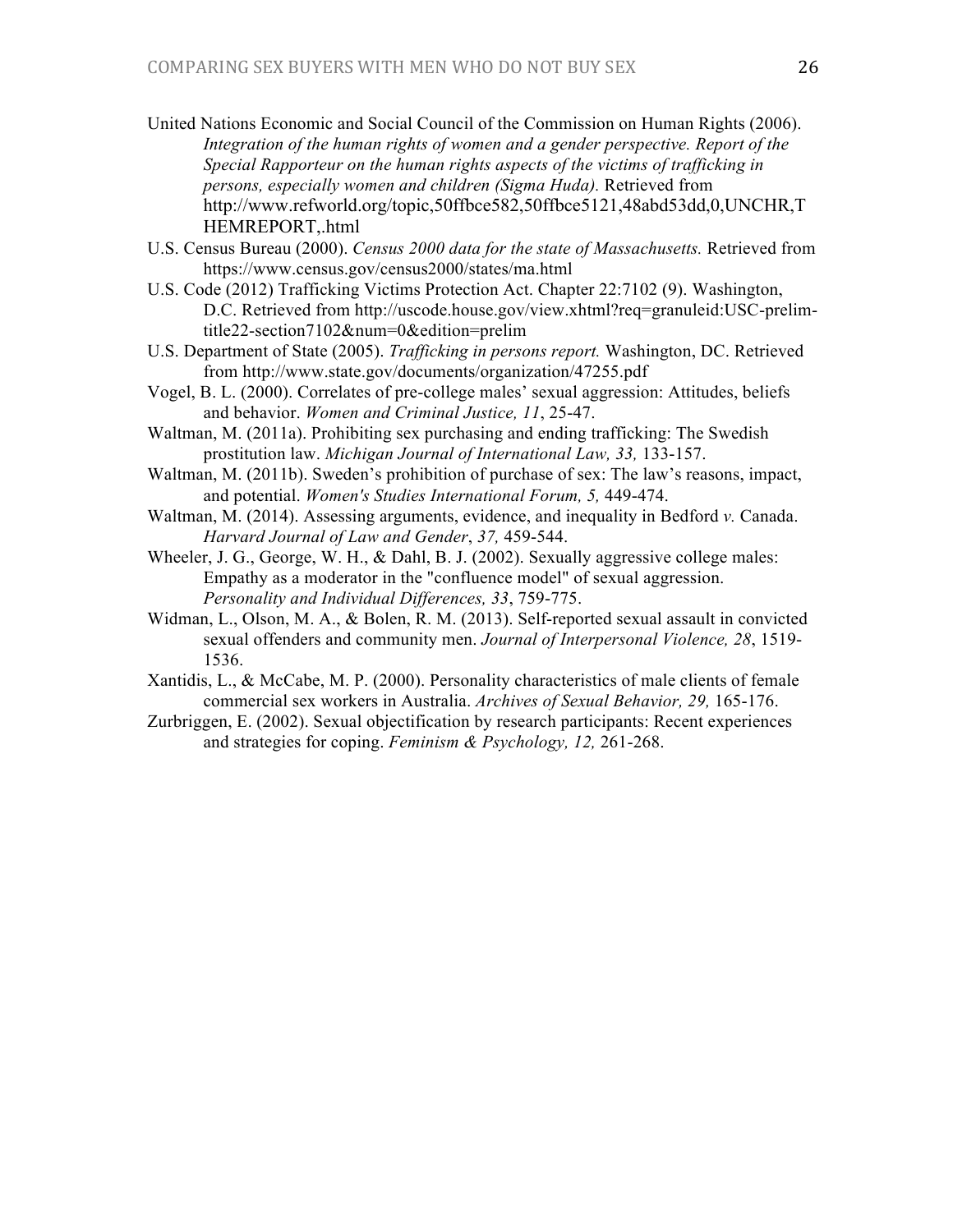United Nations Economic and Social Council of the Commission on Human Rights (2006). *Integration of the human rights of women and a gender perspective. Report of the Special Rapporteur on the human rights aspects of the victims of trafficking in persons, especially women and children (Sigma Huda).* Retrieved from http://www.refworld.org/topic,50ffbce582,50ffbce5121,48abd53dd,0,UNCHR,THEMREPORT,.html

U.S. Census Bureau (2000). *Census 2000 data for the state of Massachusetts.* Retrieved from https://www.census.gov/census2000/states/ma.html

U.S. Code (2012) Trafficking Victims Protection Act. Chapter 22:7102 (9). Washington, D.C. Retrieved from http://uscode.house.gov/view.xhtml?req=granuleid:USC-prelim-title22-section7102&num=0&edition=prelim

U.S. Department of State (2005). *Trafficking in persons report.* Washington, DC. Retrieved from http://www.state.gov/documents/organization/47255.pdf

Vogel, B. L. (2000). Correlates of pre-college males' sexual aggression: Attitudes, beliefs and behavior. *Women and Criminal Justice, 11*, 25-47.

Waltman, M. (2011a). Prohibiting sex purchasing and ending trafficking: The Swedish prostitution law. *Michigan Journal of International Law, 33,* 133-157.

Waltman, M. (2011b). Sweden's prohibition of purchase of sex: The law's reasons, impact, and potential. *Women's Studies International Forum, 5,* 449-474.

Waltman, M. (2014). Assessing arguments, evidence, and inequality in Bedford *v.* Canada. *Harvard Journal of Law and Gender*, *37,* 459-544.

Wheeler, J. G., George, W. H., & Dahl, B. J. (2002). Sexually aggressive college males: Empathy as a moderator in the "confluence model" of sexual aggression. *Personality and Individual Differences, 33*, 759-775.

Widman, L., Olson, M. A., & Bolen, R. M. (2013). Self-reported sexual assault in convicted sexual offenders and community men. *Journal of Interpersonal Violence, 28*, 1519-1536.

Xantidis, L., & McCabe, M. P. (2000). Personality characteristics of male clients of female commercial sex workers in Australia. *Archives of Sexual Behavior, 29,* 165-176.

Zurbriggen, E. (2002). Sexual objectification by research participants: Recent experiences and strategies for coping. *Feminism & Psychology, 12,* 261-268.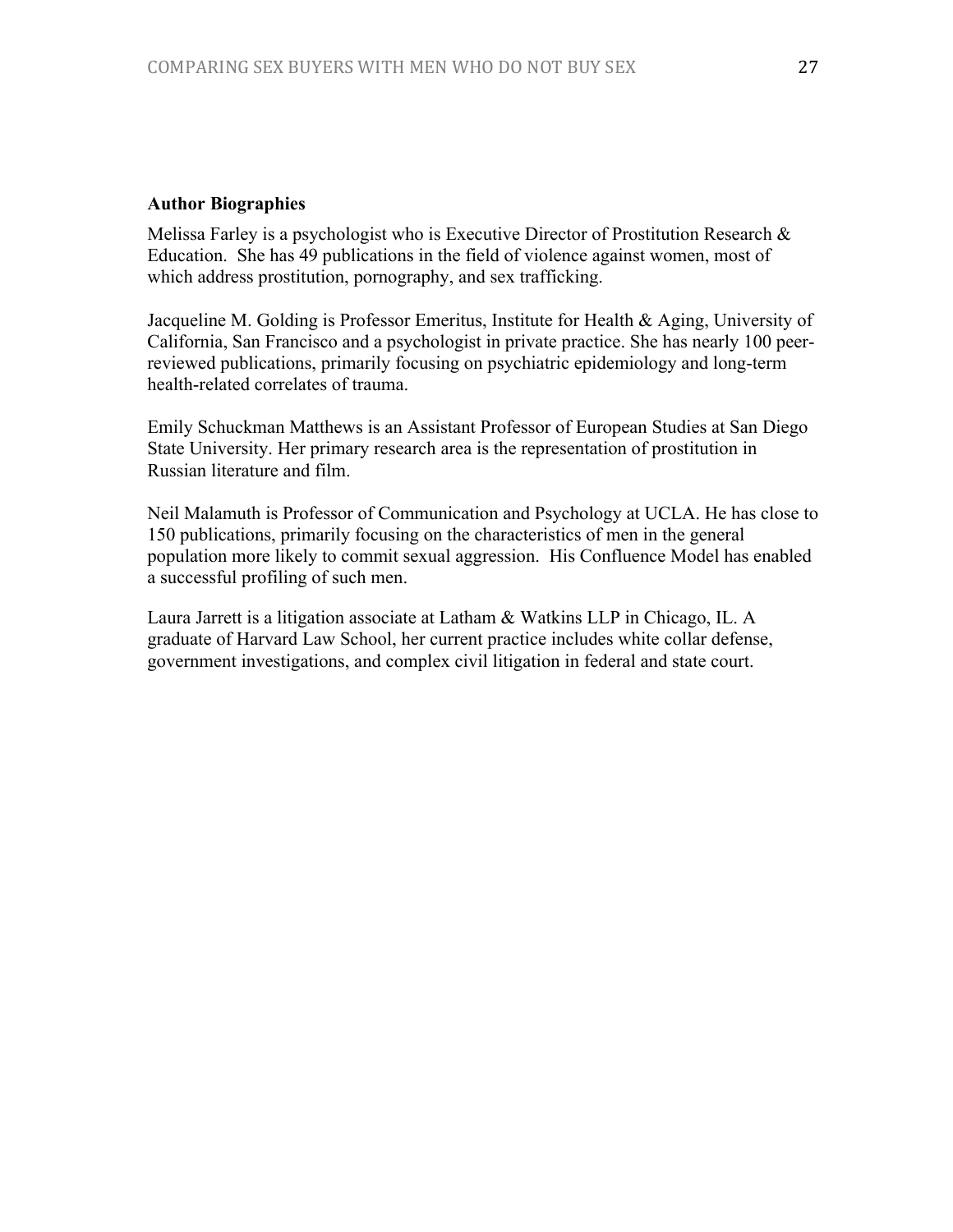**Author Biographies**

Melissa Farley is a psychologist who is Executive Director of Prostitution Research & Education. She has 49 publications in the field of violence against women, most of which address prostitution, pornography, and sex trafficking.

Jacqueline M. Golding is Professor Emeritus, Institute for Health & Aging, University of California, San Francisco and a psychologist in private practice. She has nearly 100 peer-reviewed publications, primarily focusing on psychiatric epidemiology and long-term health-related correlates of trauma.

Emily Schuckman Matthews is an Assistant Professor of European Studies at San Diego State University. Her primary research area is the representation of prostitution in Russian literature and film.

Neil Malamuth is Professor of Communication and Psychology at UCLA. He has close to 150 publications, primarily focusing on the characteristics of men in the general population more likely to commit sexual aggression. His Confluence Model has enabled a successful profiling of such men.

Laura Jarrett is a litigation associate at Latham & Watkins LLP in Chicago, IL. A graduate of Harvard Law School, her current practice includes white collar defense, government investigations, and complex civil litigation in federal and state court.